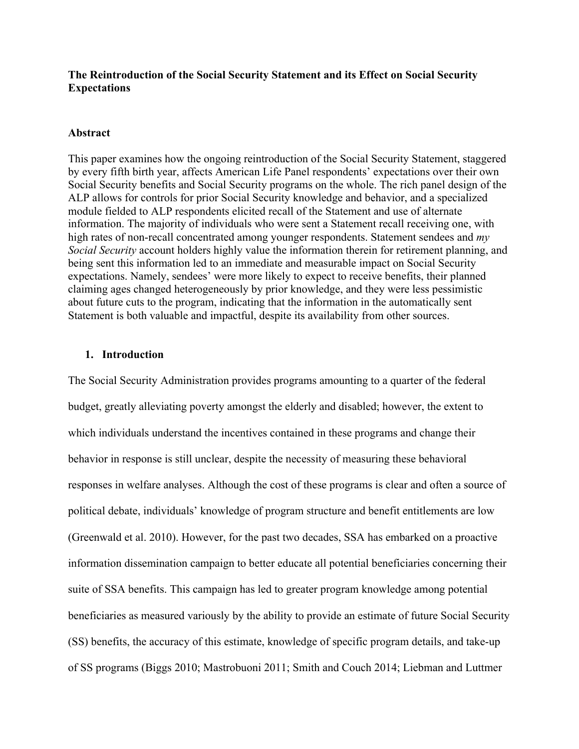**The Reintroduction of the Social Security Statement and its Effect on Social Security Expectations**

## Abstract

This paper examines how the ongoing reintroduction of the Social Security Statement, staggered by every fifth birth year, affects American Life Panel respondents' expectations over their own Social Security benefits and Social Security programs on the whole. The rich panel design of the ALP allows for controls for prior Social Security knowledge and behavior, and a specialized module fielded to ALP respondents elicited recall of the Statement and use of alternate information. The majority of individuals who were sent a Statement recall receiving one, with high rates of non-recall concentrated among younger respondents. Statement sendees and *my Social Security* account holders highly value the information therein for retirement planning, and being sent this information led to an immediate and measurable impact on Social Security expectations. Namely, sendees' were more likely to expect to receive benefits, their planned claiming ages changed heterogeneously by prior knowledge, and they were less pessimistic about future cuts to the program, indicating that the information in the automatically sent Statement is both valuable and impactful, despite its availability from other sources.

## 1. Introduction

The Social Security Administration provides programs amounting to a quarter of the federal budget, greatly alleviating poverty amongst the elderly and disabled; however, the extent to which individuals understand the incentives contained in these programs and change their behavior in response is still unclear, despite the necessity of measuring these behavioral responses in welfare analyses. Although the cost of these programs is clear and often a source of political debate, individuals' knowledge of program structure and benefit entitlements are low (Greenwald et al. 2010). However, for the past two decades, SSA has embarked on a proactive information dissemination campaign to better educate all potential beneficiaries concerning their suite of SSA benefits. This campaign has led to greater program knowledge among potential beneficiaries as measured variously by the ability to provide an estimate of future Social Security (SS) benefits, the accuracy of this estimate, knowledge of specific program details, and take-up of SS programs (Biggs 2010; Mastrobuoni 2011; Smith and Couch 2014; Liebman and Luttmer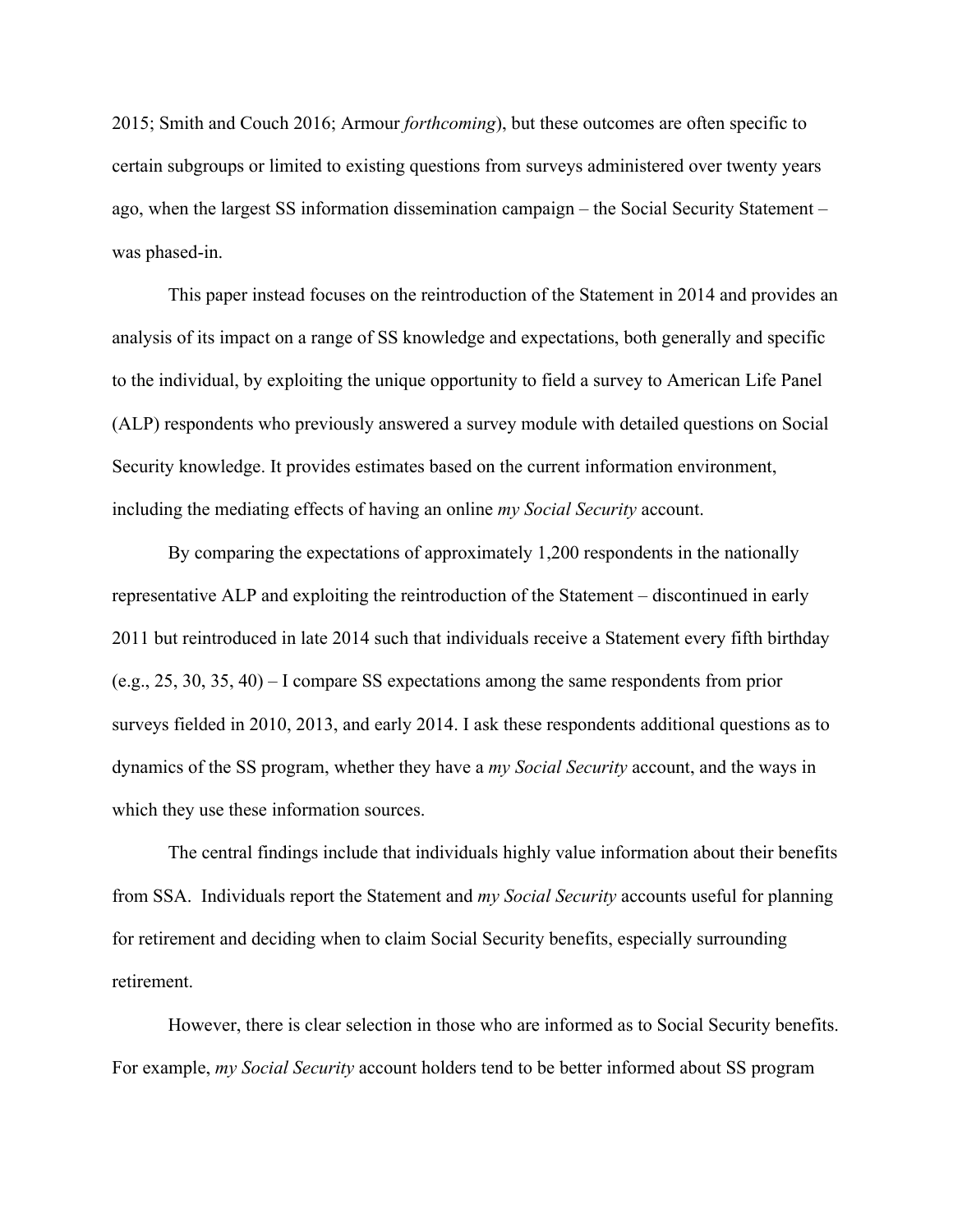2015; Smith and Couch 2016; Armour *forthcoming*), but these outcomes are often specific to certain subgroups or limited to existing questions from surveys administered over twenty years ago, when the largest SS information dissemination campaign – the Social Security Statement – was phased-in.

This paper instead focuses on the reintroduction of the Statement in 2014 and provides an analysis of its impact on a range of SS knowledge and expectations, both generally and specific to the individual, by exploiting the unique opportunity to field a survey to American Life Panel (ALP) respondents who previously answered a survey module with detailed questions on Social Security knowledge. It provides estimates based on the current information environment, including the mediating effects of having an online *my Social Security* account.

By comparing the expectations of approximately 1,200 respondents in the nationally representative ALP and exploiting the reintroduction of the Statement – discontinued in early 2011 but reintroduced in late 2014 such that individuals receive a Statement every fifth birthday (e.g., 25, 30, 35, 40) – I compare SS expectations among the same respondents from prior surveys fielded in 2010, 2013, and early 2014. I ask these respondents additional questions as to dynamics of the SS program, whether they have a *my Social Security* account, and the ways in which they use these information sources.

The central findings include that individuals highly value information about their benefits from SSA. Individuals report the Statement and *my Social Security* accounts useful for planning for retirement and deciding when to claim Social Security benefits, especially surrounding retirement.

However, there is clear selection in those who are informed as to Social Security benefits. For example, *my Social Security* account holders tend to be better informed about SS program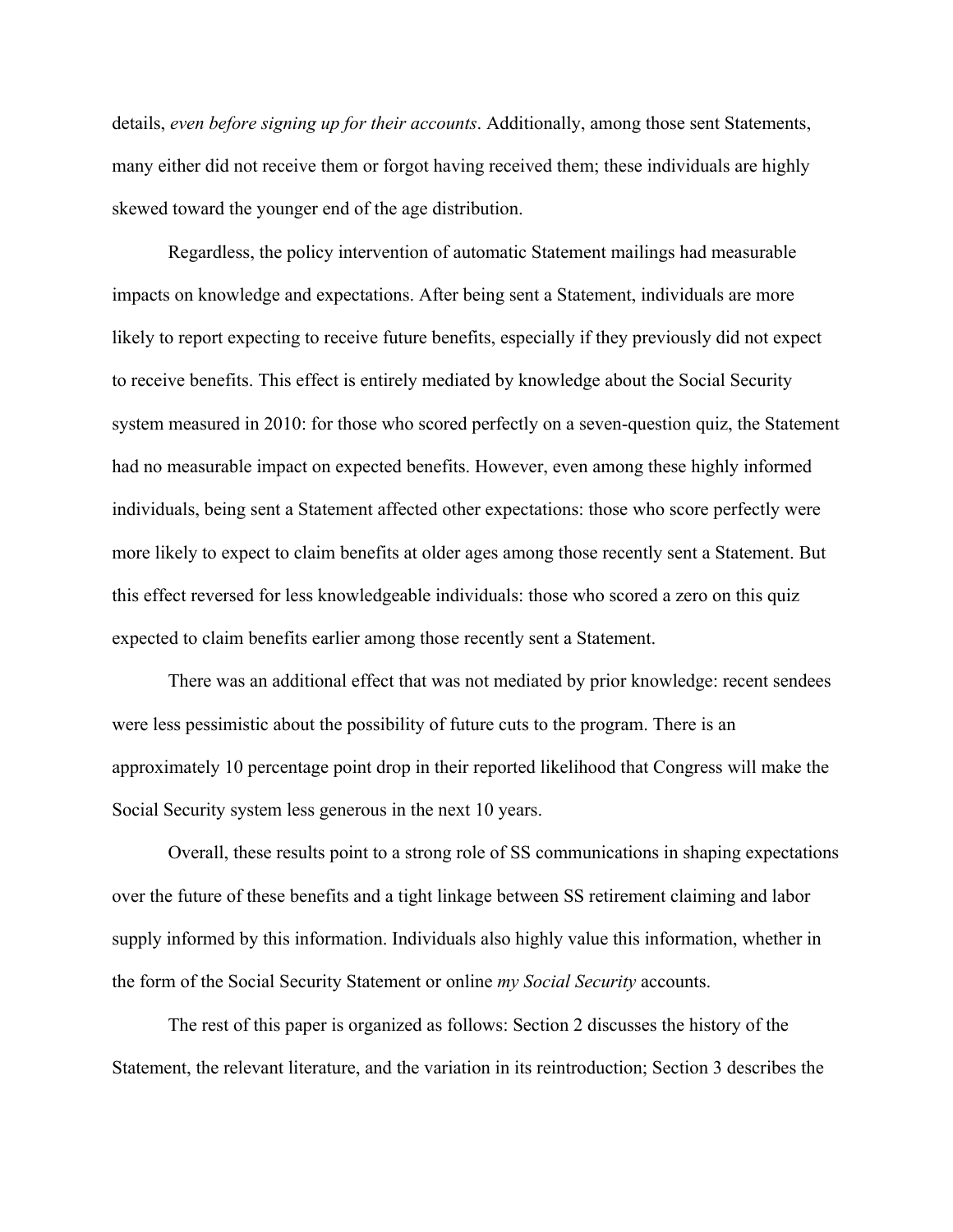details, *even before signing up for their accounts*. Additionally, among those sent Statements, many either did not receive them or forgot having received them; these individuals are highly skewed toward the younger end of the age distribution.

Regardless, the policy intervention of automatic Statement mailings had measurable impacts on knowledge and expectations. After being sent a Statement, individuals are more likely to report expecting to receive future benefits, especially if they previously did not expect to receive benefits. This effect is entirely mediated by knowledge about the Social Security system measured in 2010: for those who scored perfectly on a seven-question quiz, the Statement had no measurable impact on expected benefits. However, even among these highly informed individuals, being sent a Statement affected other expectations: those who score perfectly were more likely to expect to claim benefits at older ages among those recently sent a Statement. But this effect reversed for less knowledgeable individuals: those who scored a zero on this quiz expected to claim benefits earlier among those recently sent a Statement.

There was an additional effect that was not mediated by prior knowledge: recent sendees were less pessimistic about the possibility of future cuts to the program. There is an approximately 10 percentage point drop in their reported likelihood that Congress will make the Social Security system less generous in the next 10 years.

Overall, these results point to a strong role of SS communications in shaping expectations over the future of these benefits and a tight linkage between SS retirement claiming and labor supply informed by this information. Individuals also highly value this information, whether in the form of the Social Security Statement or online *my Social Security* accounts.

The rest of this paper is organized as follows: Section 2 discusses the history of the Statement, the relevant literature, and the variation in its reintroduction; Section 3 describes the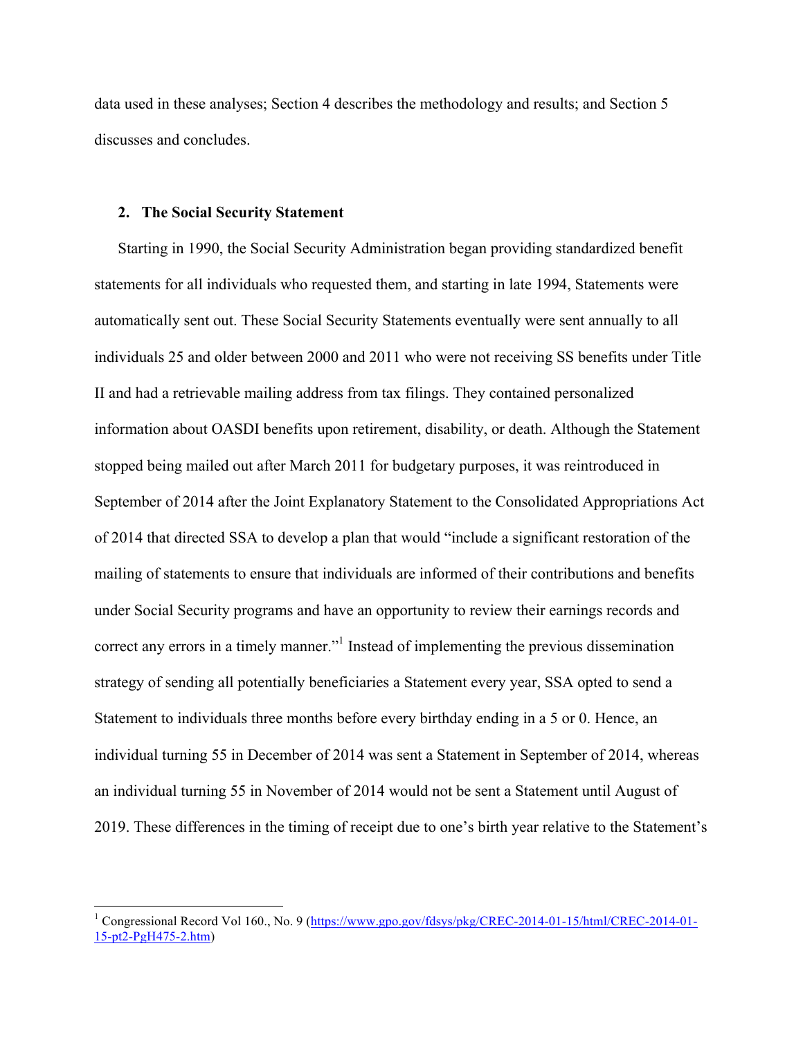data used in these analyses; Section 4 describes the methodology and results; and Section 5 discusses and concludes.

## 2. The Social Security Statement

Starting in 1990, the Social Security Administration began providing standardized benefit statements for all individuals who requested them, and starting in late 1994, Statements were automatically sent out. These Social Security Statements eventually were sent annually to all individuals 25 and older between 2000 and 2011 who were not receiving SS benefits under Title II and had a retrievable mailing address from tax filings. They contained personalized information about OASDI benefits upon retirement, disability, or death. Although the Statement stopped being mailed out after March 2011 for budgetary purposes, it was reintroduced in September of 2014 after the Joint Explanatory Statement to the Consolidated Appropriations Act of 2014 that directed SSA to develop a plan that would "include a significant restoration of the mailing of statements to ensure that individuals are informed of their contributions and benefits under Social Security programs and have an opportunity to review their earnings records and correct any errors in a timely manner."[1] Instead of implementing the previous dissemination strategy of sending all potentially beneficiaries a Statement every year, SSA opted to send a Statement to individuals three months before every birthday ending in a 5 or 0. Hence, an individual turning 55 in December of 2014 was sent a Statement in September of 2014, whereas an individual turning 55 in November of 2014 would not be sent a Statement until August of 2019. These differences in the timing of receipt due to one's birth year relative to the Statement's

[1] Congressional Record Vol 160., No. 9 (https://www.gpo.gov/fdsys/pkg/CREC-2014-01-15/html/CREC-2014-01-15-pt2-PgH475-2.htm)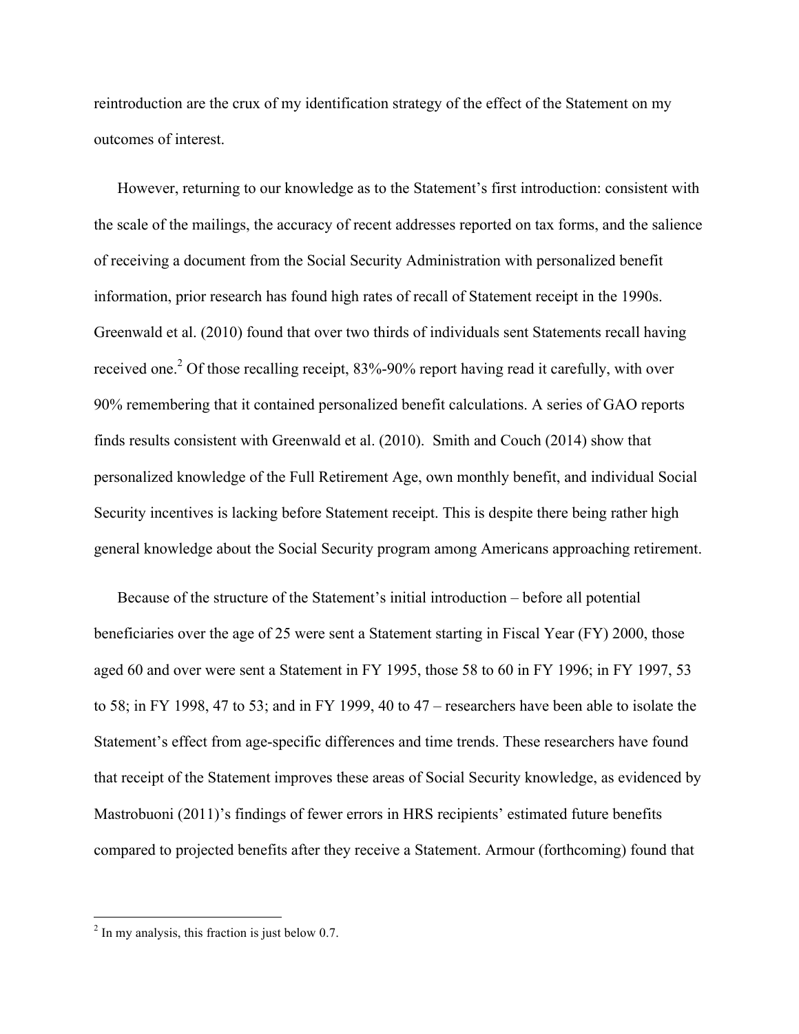reintroduction are the crux of my identification strategy of the effect of the Statement on my outcomes of interest.

However, returning to our knowledge as to the Statement's first introduction: consistent with the scale of the mailings, the accuracy of recent addresses reported on tax forms, and the salience of receiving a document from the Social Security Administration with personalized benefit information, prior research has found high rates of recall of Statement receipt in the 1990s. Greenwald et al. (2010) found that over two thirds of individuals sent Statements recall having received one.[2] Of those recalling receipt, 83%-90% report having read it carefully, with over 90% remembering that it contained personalized benefit calculations. A series of GAO reports finds results consistent with Greenwald et al. (2010). Smith and Couch (2014) show that personalized knowledge of the Full Retirement Age, own monthly benefit, and individual Social Security incentives is lacking before Statement receipt. This is despite there being rather high general knowledge about the Social Security program among Americans approaching retirement.

Because of the structure of the Statement's initial introduction – before all potential beneficiaries over the age of 25 were sent a Statement starting in Fiscal Year (FY) 2000, those aged 60 and over were sent a Statement in FY 1995, those 58 to 60 in FY 1996; in FY 1997, 53 to 58; in FY 1998, 47 to 53; and in FY 1999, 40 to 47 – researchers have been able to isolate the Statement's effect from age-specific differences and time trends. These researchers have found that receipt of the Statement improves these areas of Social Security knowledge, as evidenced by Mastrobuoni (2011)'s findings of fewer errors in HRS recipients' estimated future benefits compared to projected benefits after they receive a Statement. Armour (forthcoming) found that

[2] In my analysis, this fraction is just below 0.7.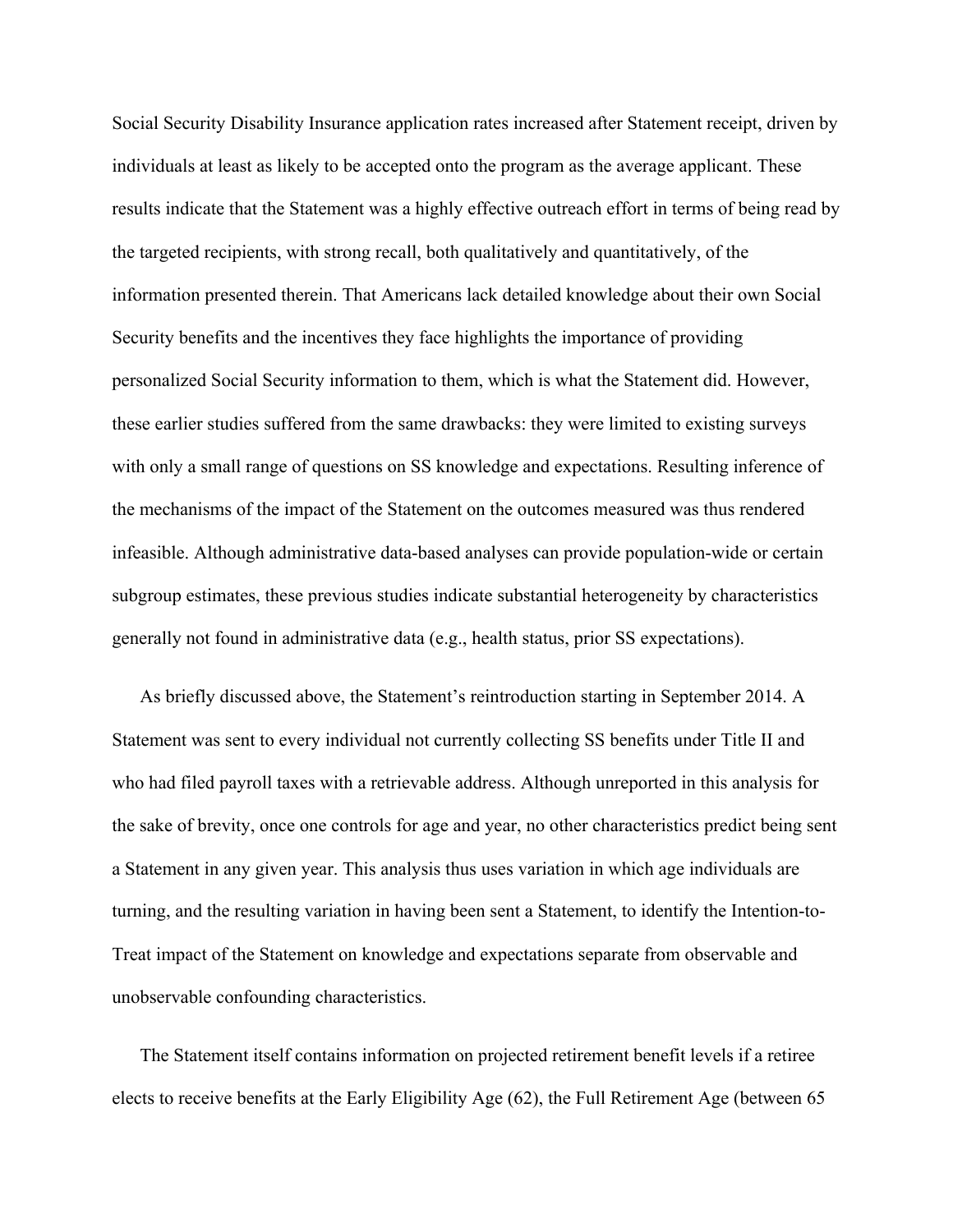Social Security Disability Insurance application rates increased after Statement receipt, driven by individuals at least as likely to be accepted onto the program as the average applicant. These results indicate that the Statement was a highly effective outreach effort in terms of being read by the targeted recipients, with strong recall, both qualitatively and quantitatively, of the information presented therein. That Americans lack detailed knowledge about their own Social Security benefits and the incentives they face highlights the importance of providing personalized Social Security information to them, which is what the Statement did. However, these earlier studies suffered from the same drawbacks: they were limited to existing surveys with only a small range of questions on SS knowledge and expectations. Resulting inference of the mechanisms of the impact of the Statement on the outcomes measured was thus rendered infeasible. Although administrative data-based analyses can provide population-wide or certain subgroup estimates, these previous studies indicate substantial heterogeneity by characteristics generally not found in administrative data (e.g., health status, prior SS expectations).

As briefly discussed above, the Statement's reintroduction starting in September 2014. A Statement was sent to every individual not currently collecting SS benefits under Title II and who had filed payroll taxes with a retrievable address. Although unreported in this analysis for the sake of brevity, once one controls for age and year, no other characteristics predict being sent a Statement in any given year. This analysis thus uses variation in which age individuals are turning, and the resulting variation in having been sent a Statement, to identify the Intention-to-Treat impact of the Statement on knowledge and expectations separate from observable and unobservable confounding characteristics.

The Statement itself contains information on projected retirement benefit levels if a retiree elects to receive benefits at the Early Eligibility Age (62), the Full Retirement Age (between 65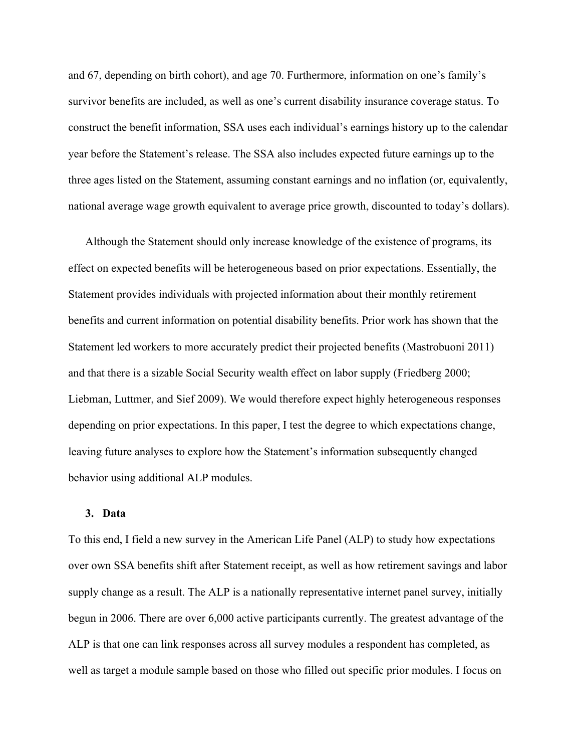and 67, depending on birth cohort), and age 70. Furthermore, information on one's family's survivor benefits are included, as well as one's current disability insurance coverage status. To construct the benefit information, SSA uses each individual's earnings history up to the calendar year before the Statement's release. The SSA also includes expected future earnings up to the three ages listed on the Statement, assuming constant earnings and no inflation (or, equivalently, national average wage growth equivalent to average price growth, discounted to today's dollars).

Although the Statement should only increase knowledge of the existence of programs, its effect on expected benefits will be heterogeneous based on prior expectations. Essentially, the Statement provides individuals with projected information about their monthly retirement benefits and current information on potential disability benefits. Prior work has shown that the Statement led workers to more accurately predict their projected benefits (Mastrobuoni 2011) and that there is a sizable Social Security wealth effect on labor supply (Friedberg 2000; Liebman, Luttmer, and Sief 2009). We would therefore expect highly heterogeneous responses depending on prior expectations. In this paper, I test the degree to which expectations change, leaving future analyses to explore how the Statement's information subsequently changed behavior using additional ALP modules.

## 3. Data

To this end, I field a new survey in the American Life Panel (ALP) to study how expectations over own SSA benefits shift after Statement receipt, as well as how retirement savings and labor supply change as a result. The ALP is a nationally representative internet panel survey, initially begun in 2006. There are over 6,000 active participants currently. The greatest advantage of the ALP is that one can link responses across all survey modules a respondent has completed, as well as target a module sample based on those who filled out specific prior modules. I focus on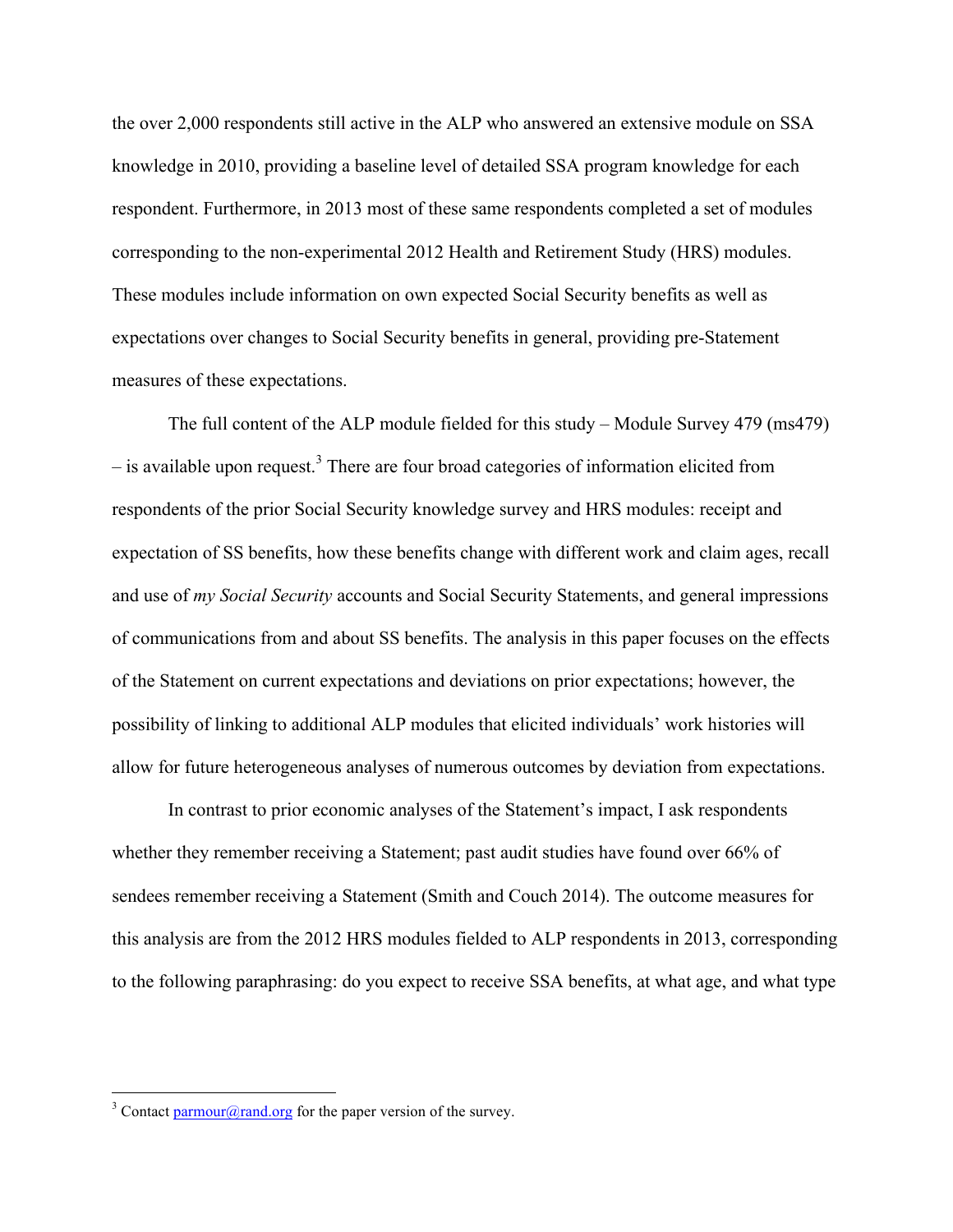the over 2,000 respondents still active in the ALP who answered an extensive module on SSA knowledge in 2010, providing a baseline level of detailed SSA program knowledge for each respondent. Furthermore, in 2013 most of these same respondents completed a set of modules corresponding to the non-experimental 2012 Health and Retirement Study (HRS) modules. These modules include information on own expected Social Security benefits as well as expectations over changes to Social Security benefits in general, providing pre-Statement measures of these expectations.

The full content of the ALP module fielded for this study – Module Survey 479 (ms479) – is available upon request.[3] There are four broad categories of information elicited from respondents of the prior Social Security knowledge survey and HRS modules: receipt and expectation of SS benefits, how these benefits change with different work and claim ages, recall and use of *my Social Security* accounts and Social Security Statements, and general impressions of communications from and about SS benefits. The analysis in this paper focuses on the effects of the Statement on current expectations and deviations on prior expectations; however, the possibility of linking to additional ALP modules that elicited individuals' work histories will allow for future heterogeneous analyses of numerous outcomes by deviation from expectations.

In contrast to prior economic analyses of the Statement's impact, I ask respondents whether they remember receiving a Statement; past audit studies have found over 66% of sendees remember receiving a Statement (Smith and Couch 2014). The outcome measures for this analysis are from the 2012 HRS modules fielded to ALP respondents in 2013, corresponding to the following paraphrasing: do you expect to receive SSA benefits, at what age, and what type

[3] Contact parmour@rand.org for the paper version of the survey.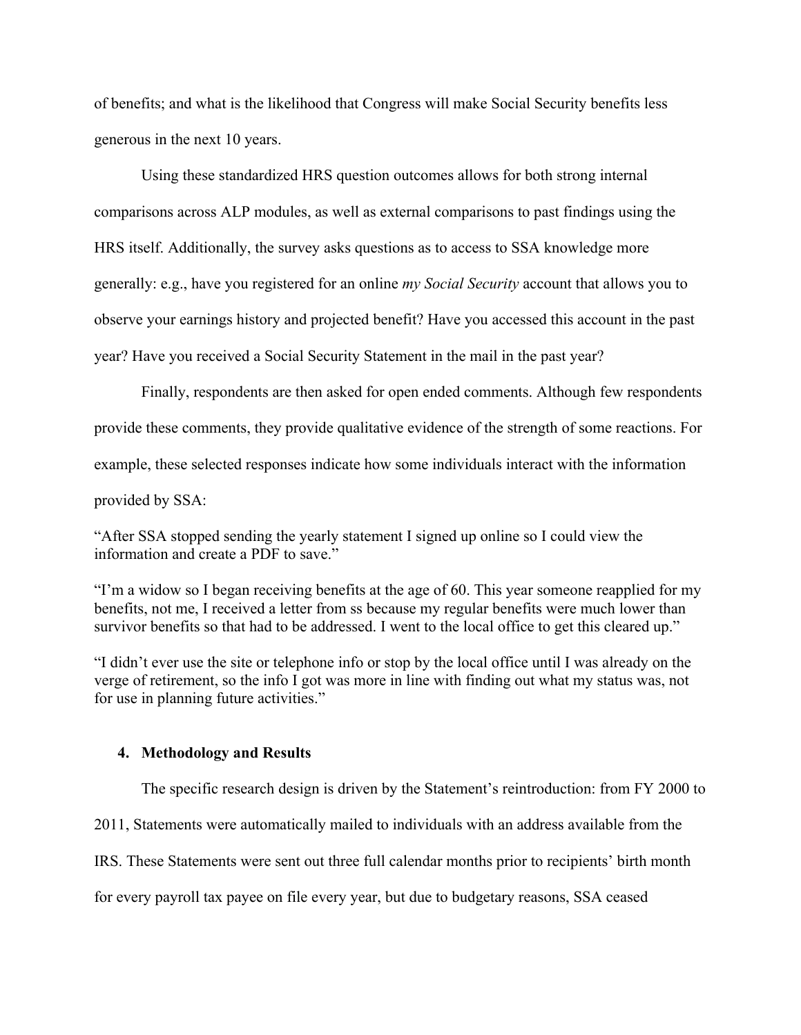of benefits; and what is the likelihood that Congress will make Social Security benefits less generous in the next 10 years.

Using these standardized HRS question outcomes allows for both strong internal comparisons across ALP modules, as well as external comparisons to past findings using the HRS itself. Additionally, the survey asks questions as to access to SSA knowledge more generally: e.g., have you registered for an online *my Social Security* account that allows you to observe your earnings history and projected benefit? Have you accessed this account in the past year? Have you received a Social Security Statement in the mail in the past year?

Finally, respondents are then asked for open ended comments. Although few respondents provide these comments, they provide qualitative evidence of the strength of some reactions. For example, these selected responses indicate how some individuals interact with the information provided by SSA:

"After SSA stopped sending the yearly statement I signed up online so I could view the information and create a PDF to save."

"I'm a widow so I began receiving benefits at the age of 60. This year someone reapplied for my benefits, not me, I received a letter from ss because my regular benefits were much lower than survivor benefits so that had to be addressed. I went to the local office to get this cleared up."

"I didn't ever use the site or telephone info or stop by the local office until I was already on the verge of retirement, so the info I got was more in line with finding out what my status was, not for use in planning future activities."

## 4. Methodology and Results

The specific research design is driven by the Statement's reintroduction: from FY 2000 to 2011, Statements were automatically mailed to individuals with an address available from the IRS. These Statements were sent out three full calendar months prior to recipients' birth month for every payroll tax payee on file every year, but due to budgetary reasons, SSA ceased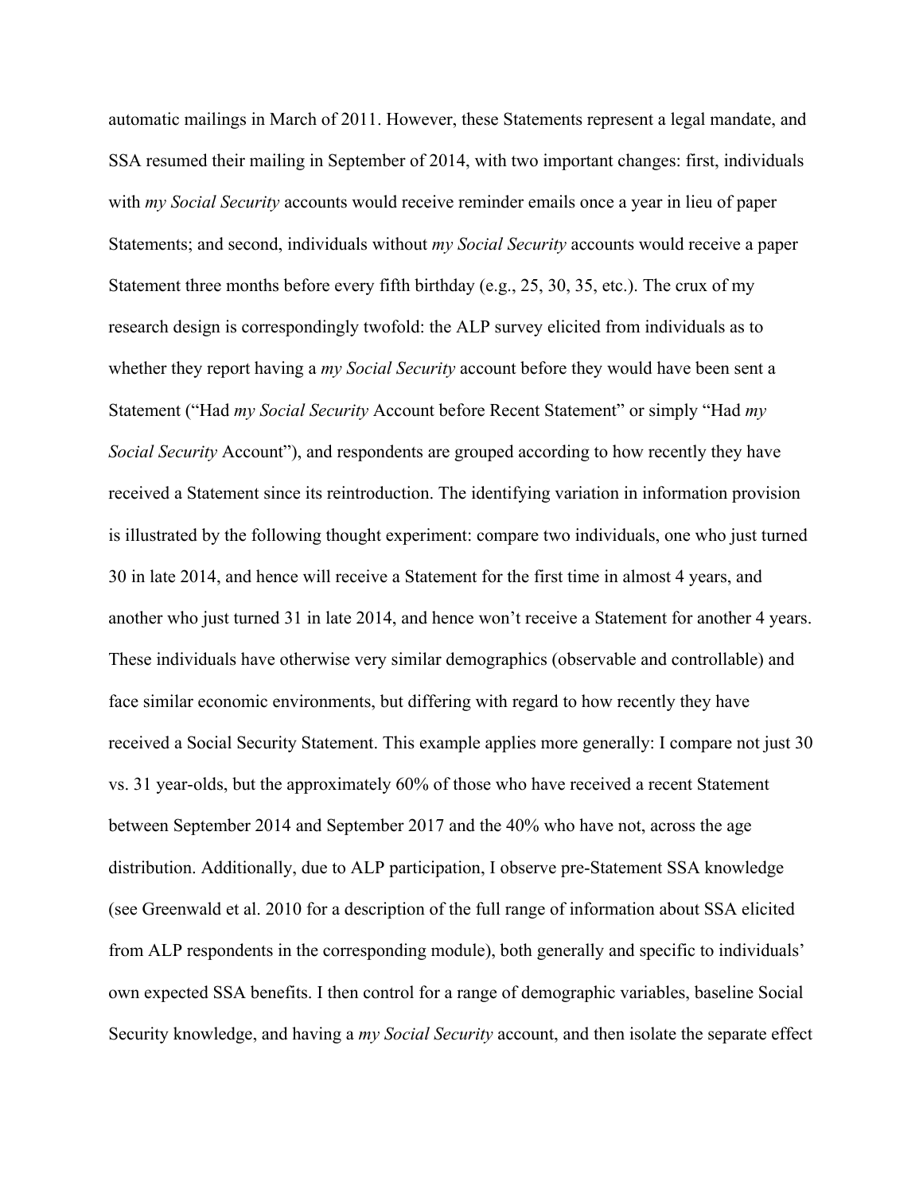automatic mailings in March of 2011. However, these Statements represent a legal mandate, and SSA resumed their mailing in September of 2014, with two important changes: first, individuals with *my Social Security* accounts would receive reminder emails once a year in lieu of paper Statements; and second, individuals without *my Social Security* accounts would receive a paper Statement three months before every fifth birthday (e.g., 25, 30, 35, etc.). The crux of my research design is correspondingly twofold: the ALP survey elicited from individuals as to whether they report having a *my Social Security* account before they would have been sent a Statement ("Had *my Social Security* Account before Recent Statement" or simply "Had *my Social Security* Account"), and respondents are grouped according to how recently they have received a Statement since its reintroduction. The identifying variation in information provision is illustrated by the following thought experiment: compare two individuals, one who just turned 30 in late 2014, and hence will receive a Statement for the first time in almost 4 years, and another who just turned 31 in late 2014, and hence won't receive a Statement for another 4 years. These individuals have otherwise very similar demographics (observable and controllable) and face similar economic environments, but differing with regard to how recently they have received a Social Security Statement. This example applies more generally: I compare not just 30 vs. 31 year-olds, but the approximately 60% of those who have received a recent Statement between September 2014 and September 2017 and the 40% who have not, across the age distribution. Additionally, due to ALP participation, I observe pre-Statement SSA knowledge (see Greenwald et al. 2010 for a description of the full range of information about SSA elicited from ALP respondents in the corresponding module), both generally and specific to individuals' own expected SSA benefits. I then control for a range of demographic variables, baseline Social Security knowledge, and having a *my Social Security* account, and then isolate the separate effect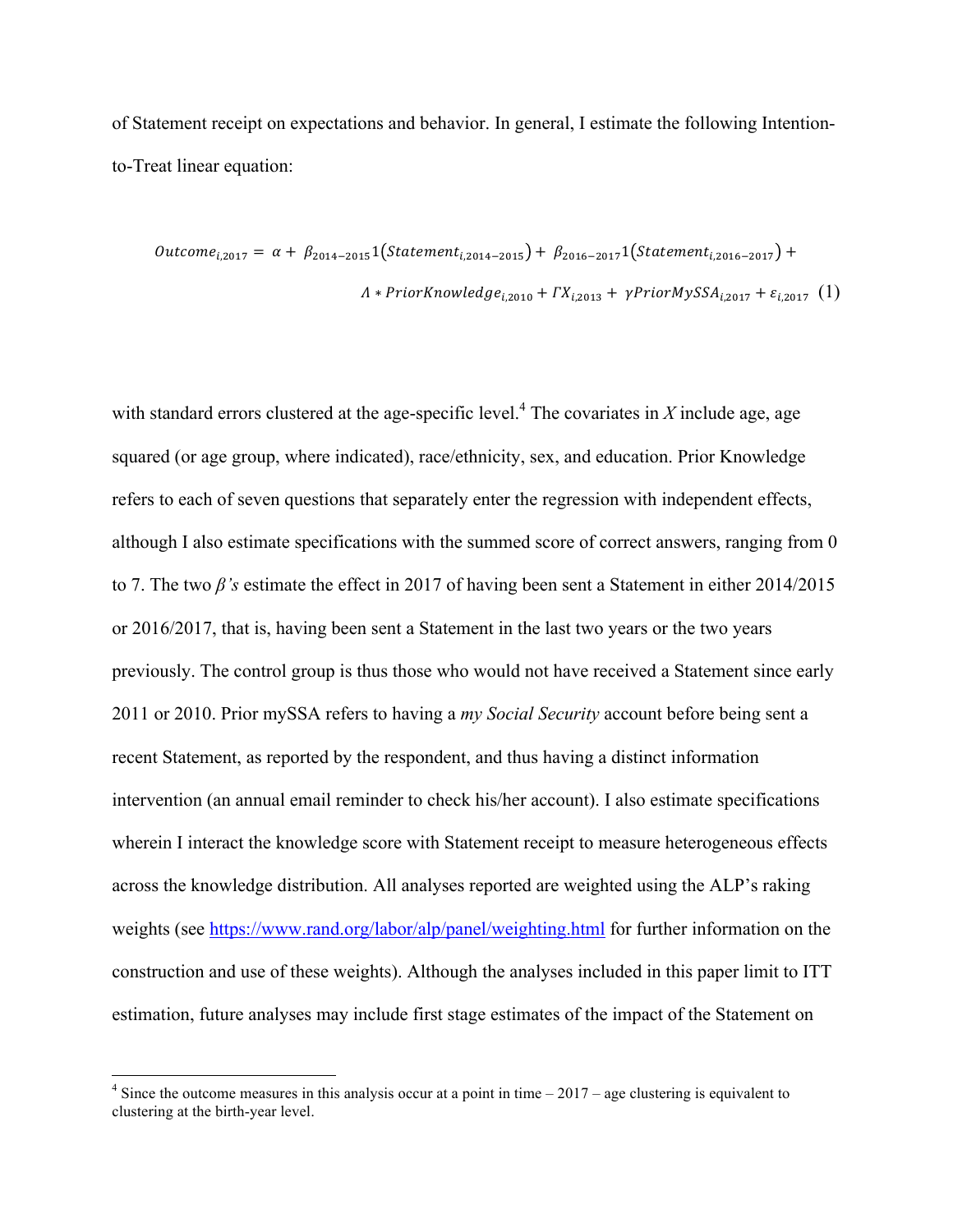of Statement receipt on expectations and behavior. In general, I estimate the following Intention-to-Treat linear equation:

$$Outcome_{i,2017} = \alpha + \beta_{2014-2015}1(Statement_{i,2014-2015}) + \beta_{2016-2017}1(Statement_{i,2016-2017}) + \Lambda * PriorKnowledge_{i,2010} + \Gamma X_{i,2013} + \gamma PriorMySSA_{i,2017} + \varepsilon_{i,2017} \quad (1)$$

with standard errors clustered at the age-specific level.[4] The covariates in *X* include age, age squared (or age group, where indicated), race/ethnicity, sex, and education. Prior Knowledge refers to each of seven questions that separately enter the regression with independent effects, although I also estimate specifications with the summed score of correct answers, ranging from 0 to 7. The two *β's* estimate the effect in 2017 of having been sent a Statement in either 2014/2015 or 2016/2017, that is, having been sent a Statement in the last two years or the two years previously. The control group is thus those who would not have received a Statement since early 2011 or 2010. Prior mySSA refers to having a *my Social Security* account before being sent a recent Statement, as reported by the respondent, and thus having a distinct information intervention (an annual email reminder to check his/her account). I also estimate specifications wherein I interact the knowledge score with Statement receipt to measure heterogeneous effects across the knowledge distribution. All analyses reported are weighted using the ALP's raking weights (see https://www.rand.org/labor/alp/panel/weighting.html for further information on the construction and use of these weights). Although the analyses included in this paper limit to ITT estimation, future analyses may include first stage estimates of the impact of the Statement on

[4] Since the outcome measures in this analysis occur at a point in time – 2017 – age clustering is equivalent to clustering at the birth-year level.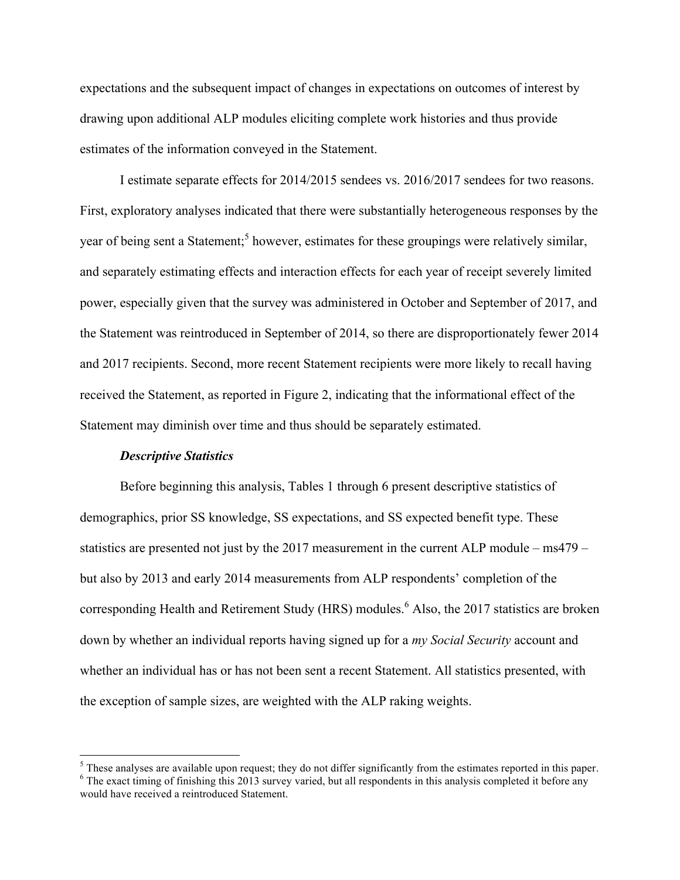expectations and the subsequent impact of changes in expectations on outcomes of interest by drawing upon additional ALP modules eliciting complete work histories and thus provide estimates of the information conveyed in the Statement.

I estimate separate effects for 2014/2015 sendees vs. 2016/2017 sendees for two reasons. First, exploratory analyses indicated that there were substantially heterogeneous responses by the year of being sent a Statement;[5] however, estimates for these groupings were relatively similar, and separately estimating effects and interaction effects for each year of receipt severely limited power, especially given that the survey was administered in October and September of 2017, and the Statement was reintroduced in September of 2014, so there are disproportionately fewer 2014 and 2017 recipients. Second, more recent Statement recipients were more likely to recall having received the Statement, as reported in Figure 2, indicating that the informational effect of the Statement may diminish over time and thus should be separately estimated.

### *Descriptive Statistics*

Before beginning this analysis, Tables 1 through 6 present descriptive statistics of demographics, prior SS knowledge, SS expectations, and SS expected benefit type. These statistics are presented not just by the 2017 measurement in the current ALP module – ms479 – but also by 2013 and early 2014 measurements from ALP respondents' completion of the corresponding Health and Retirement Study (HRS) modules.[6] Also, the 2017 statistics are broken down by whether an individual reports having signed up for a *my Social Security* account and whether an individual has or has not been sent a recent Statement. All statistics presented, with the exception of sample sizes, are weighted with the ALP raking weights.

[5] These analyses are available upon request; they do not differ significantly from the estimates reported in this paper.

[6] The exact timing of finishing this 2013 survey varied, but all respondents in this analysis completed it before any would have received a reintroduced Statement.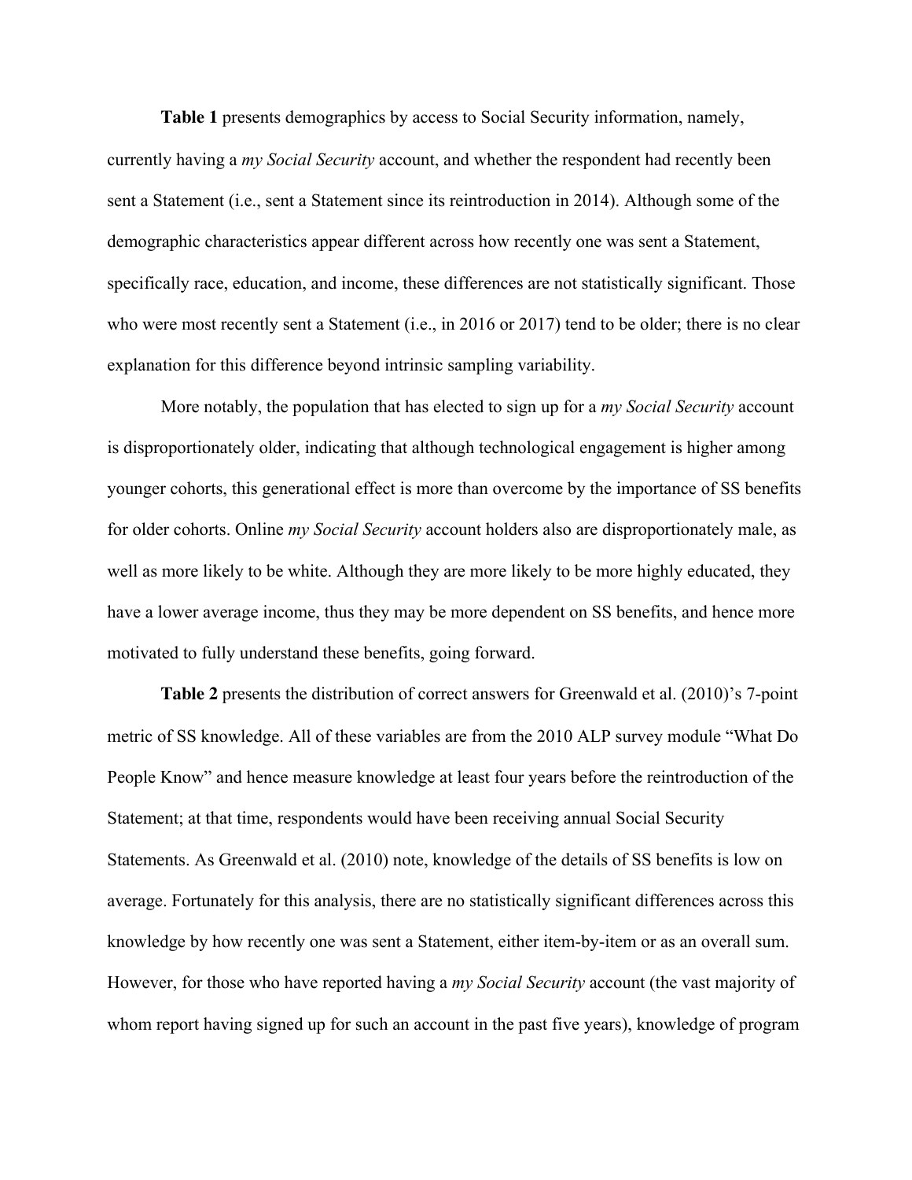**Table 1** presents demographics by access to Social Security information, namely, currently having a *my Social Security* account, and whether the respondent had recently been sent a Statement (i.e., sent a Statement since its reintroduction in 2014). Although some of the demographic characteristics appear different across how recently one was sent a Statement, specifically race, education, and income, these differences are not statistically significant. Those who were most recently sent a Statement (i.e., in 2016 or 2017) tend to be older; there is no clear explanation for this difference beyond intrinsic sampling variability.

More notably, the population that has elected to sign up for a *my Social Security* account is disproportionately older, indicating that although technological engagement is higher among younger cohorts, this generational effect is more than overcome by the importance of SS benefits for older cohorts. Online *my Social Security* account holders also are disproportionately male, as well as more likely to be white. Although they are more likely to be more highly educated, they have a lower average income, thus they may be more dependent on SS benefits, and hence more motivated to fully understand these benefits, going forward.

**Table 2** presents the distribution of correct answers for Greenwald et al. (2010)'s 7-point metric of SS knowledge. All of these variables are from the 2010 ALP survey module "What Do People Know" and hence measure knowledge at least four years before the reintroduction of the Statement; at that time, respondents would have been receiving annual Social Security Statements. As Greenwald et al. (2010) note, knowledge of the details of SS benefits is low on average. Fortunately for this analysis, there are no statistically significant differences across this knowledge by how recently one was sent a Statement, either item-by-item or as an overall sum. However, for those who have reported having a *my Social Security* account (the vast majority of whom report having signed up for such an account in the past five years), knowledge of program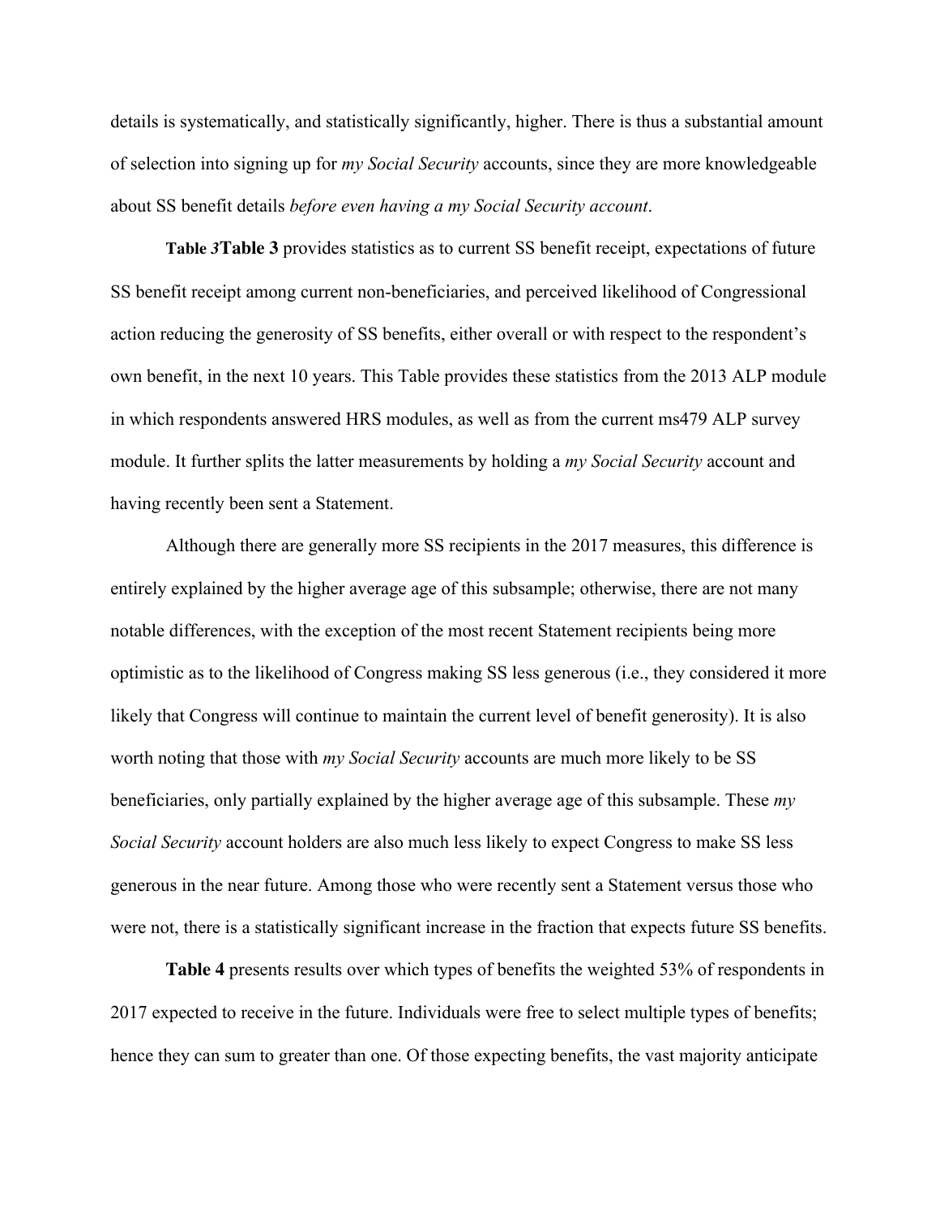details is systematically, and statistically significantly, higher. There is thus a substantial amount of selection into signing up for *my Social Security* accounts, since they are more knowledgeable about SS benefit details *before even having a my Social Security account*.

**Table *3*Table 3** provides statistics as to current SS benefit receipt, expectations of future SS benefit receipt among current non-beneficiaries, and perceived likelihood of Congressional action reducing the generosity of SS benefits, either overall or with respect to the respondent's own benefit, in the next 10 years. This Table provides these statistics from the 2013 ALP module in which respondents answered HRS modules, as well as from the current ms479 ALP survey module. It further splits the latter measurements by holding a *my Social Security* account and having recently been sent a Statement.

Although there are generally more SS recipients in the 2017 measures, this difference is entirely explained by the higher average age of this subsample; otherwise, there are not many notable differences, with the exception of the most recent Statement recipients being more optimistic as to the likelihood of Congress making SS less generous (i.e., they considered it more likely that Congress will continue to maintain the current level of benefit generosity). It is also worth noting that those with *my Social Security* accounts are much more likely to be SS beneficiaries, only partially explained by the higher average age of this subsample. These *my Social Security* account holders are also much less likely to expect Congress to make SS less generous in the near future. Among those who were recently sent a Statement versus those who were not, there is a statistically significant increase in the fraction that expects future SS benefits.

**Table 4** presents results over which types of benefits the weighted 53% of respondents in 2017 expected to receive in the future. Individuals were free to select multiple types of benefits; hence they can sum to greater than one. Of those expecting benefits, the vast majority anticipate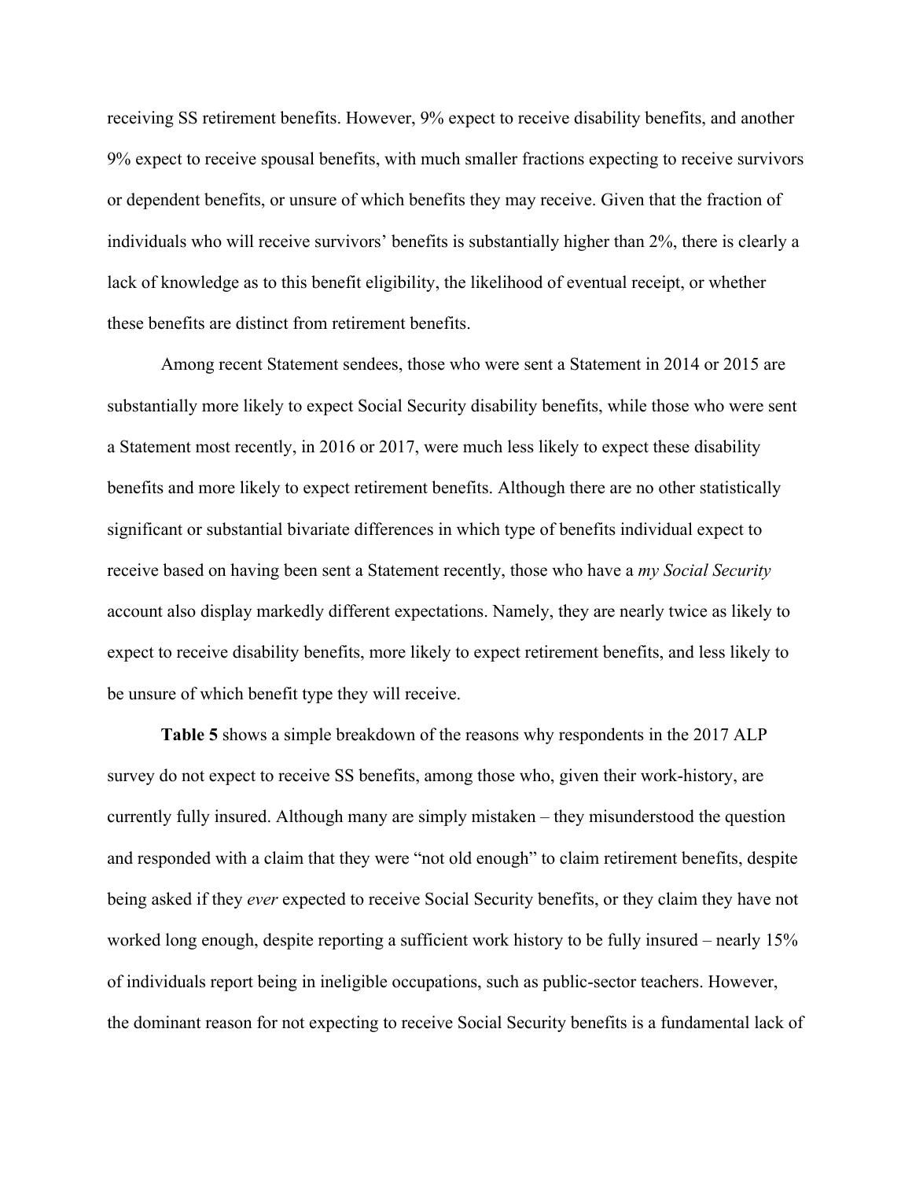receiving SS retirement benefits. However, 9% expect to receive disability benefits, and another 9% expect to receive spousal benefits, with much smaller fractions expecting to receive survivors or dependent benefits, or unsure of which benefits they may receive. Given that the fraction of individuals who will receive survivors' benefits is substantially higher than 2%, there is clearly a lack of knowledge as to this benefit eligibility, the likelihood of eventual receipt, or whether these benefits are distinct from retirement benefits.

Among recent Statement sendees, those who were sent a Statement in 2014 or 2015 are substantially more likely to expect Social Security disability benefits, while those who were sent a Statement most recently, in 2016 or 2017, were much less likely to expect these disability benefits and more likely to expect retirement benefits. Although there are no other statistically significant or substantial bivariate differences in which type of benefits individual expect to receive based on having been sent a Statement recently, those who have a *my Social Security* account also display markedly different expectations. Namely, they are nearly twice as likely to expect to receive disability benefits, more likely to expect retirement benefits, and less likely to be unsure of which benefit type they will receive.

**Table 5** shows a simple breakdown of the reasons why respondents in the 2017 ALP survey do not expect to receive SS benefits, among those who, given their work-history, are currently fully insured. Although many are simply mistaken – they misunderstood the question and responded with a claim that they were "not old enough" to claim retirement benefits, despite being asked if they *ever* expected to receive Social Security benefits, or they claim they have not worked long enough, despite reporting a sufficient work history to be fully insured – nearly 15% of individuals report being in ineligible occupations, such as public-sector teachers. However, the dominant reason for not expecting to receive Social Security benefits is a fundamental lack of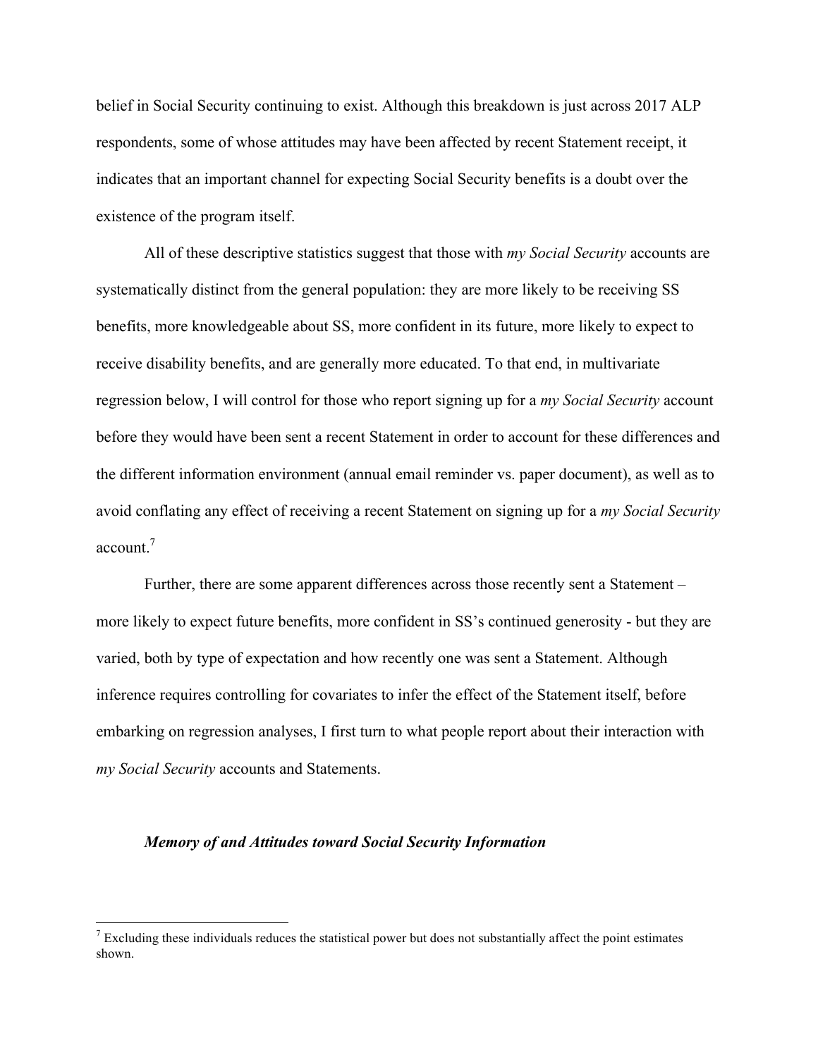belief in Social Security continuing to exist. Although this breakdown is just across 2017 ALP respondents, some of whose attitudes may have been affected by recent Statement receipt, it indicates that an important channel for expecting Social Security benefits is a doubt over the existence of the program itself.

All of these descriptive statistics suggest that those with *my Social Security* accounts are systematically distinct from the general population: they are more likely to be receiving SS benefits, more knowledgeable about SS, more confident in its future, more likely to expect to receive disability benefits, and are generally more educated. To that end, in multivariate regression below, I will control for those who report signing up for a *my Social Security* account before they would have been sent a recent Statement in order to account for these differences and the different information environment (annual email reminder vs. paper document), as well as to avoid conflating any effect of receiving a recent Statement on signing up for a *my Social Security* account.[7]

Further, there are some apparent differences across those recently sent a Statement – more likely to expect future benefits, more confident in SS's continued generosity - but they are varied, both by type of expectation and how recently one was sent a Statement. Although inference requires controlling for covariates to infer the effect of the Statement itself, before embarking on regression analyses, I first turn to what people report about their interaction with *my Social Security* accounts and Statements.

### *Memory of and Attitudes toward Social Security Information*

[7] Excluding these individuals reduces the statistical power but does not substantially affect the point estimates shown.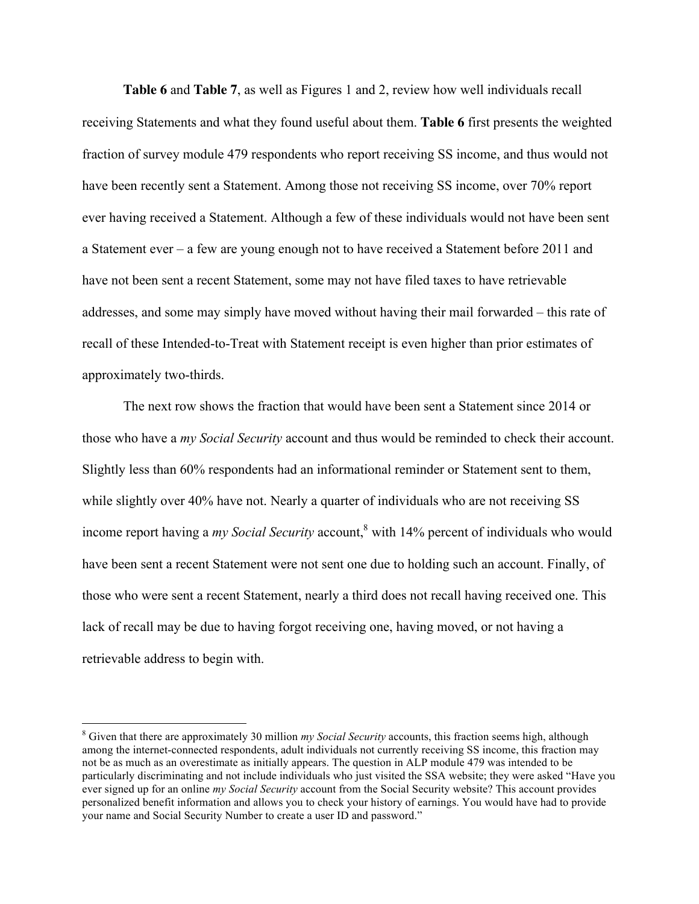**Table 6** and **Table 7**, as well as Figures 1 and 2, review how well individuals recall receiving Statements and what they found useful about them. **Table 6** first presents the weighted fraction of survey module 479 respondents who report receiving SS income, and thus would not have been recently sent a Statement. Among those not receiving SS income, over 70% report ever having received a Statement. Although a few of these individuals would not have been sent a Statement ever – a few are young enough not to have received a Statement before 2011 and have not been sent a recent Statement, some may not have filed taxes to have retrievable addresses, and some may simply have moved without having their mail forwarded – this rate of recall of these Intended-to-Treat with Statement receipt is even higher than prior estimates of approximately two-thirds.

The next row shows the fraction that would have been sent a Statement since 2014 or those who have a *my Social Security* account and thus would be reminded to check their account. Slightly less than 60% respondents had an informational reminder or Statement sent to them, while slightly over 40% have not. Nearly a quarter of individuals who are not receiving SS income report having a *my Social Security* account,[8] with 14% percent of individuals who would have been sent a recent Statement were not sent one due to holding such an account. Finally, of those who were sent a recent Statement, nearly a third does not recall having received one. This lack of recall may be due to having forgot receiving one, having moved, or not having a retrievable address to begin with.

[8] Given that there are approximately 30 million *my Social Security* accounts, this fraction seems high, although among the internet-connected respondents, adult individuals not currently receiving SS income, this fraction may not be as much as an overestimate as initially appears. The question in ALP module 479 was intended to be particularly discriminating and not include individuals who just visited the SSA website; they were asked "Have you ever signed up for an online *my Social Security* account from the Social Security website? This account provides personalized benefit information and allows you to check your history of earnings. You would have had to provide your name and Social Security Number to create a user ID and password."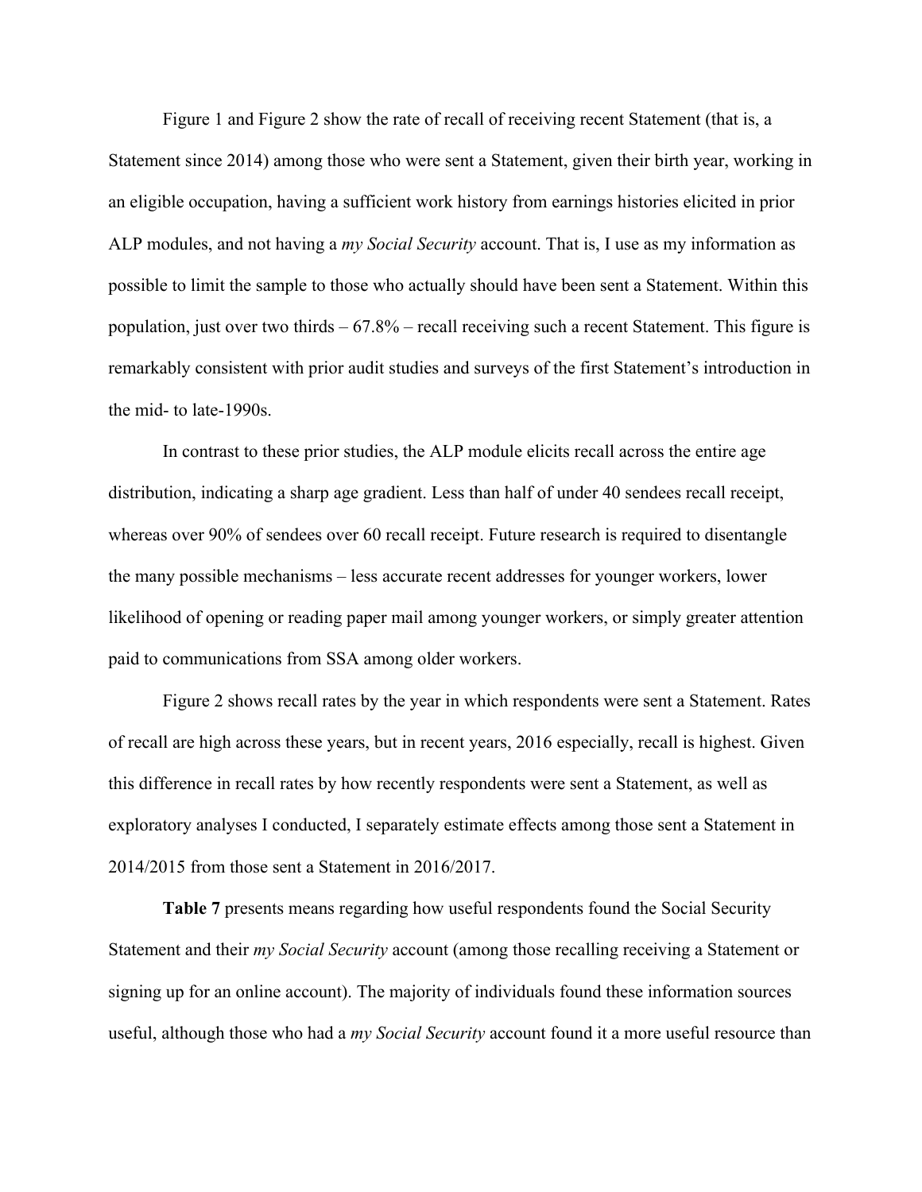Figure 1 and Figure 2 show the rate of recall of receiving recent Statement (that is, a Statement since 2014) among those who were sent a Statement, given their birth year, working in an eligible occupation, having a sufficient work history from earnings histories elicited in prior ALP modules, and not having a *my Social Security* account. That is, I use as my information as possible to limit the sample to those who actually should have been sent a Statement. Within this population, just over two thirds – 67.8% – recall receiving such a recent Statement. This figure is remarkably consistent with prior audit studies and surveys of the first Statement's introduction in the mid- to late-1990s.

In contrast to these prior studies, the ALP module elicits recall across the entire age distribution, indicating a sharp age gradient. Less than half of under 40 sendees recall receipt, whereas over 90% of sendees over 60 recall receipt. Future research is required to disentangle the many possible mechanisms – less accurate recent addresses for younger workers, lower likelihood of opening or reading paper mail among younger workers, or simply greater attention paid to communications from SSA among older workers.

Figure 2 shows recall rates by the year in which respondents were sent a Statement. Rates of recall are high across these years, but in recent years, 2016 especially, recall is highest. Given this difference in recall rates by how recently respondents were sent a Statement, as well as exploratory analyses I conducted, I separately estimate effects among those sent a Statement in 2014/2015 from those sent a Statement in 2016/2017.

**Table 7** presents means regarding how useful respondents found the Social Security Statement and their *my Social Security* account (among those recalling receiving a Statement or signing up for an online account). The majority of individuals found these information sources useful, although those who had a *my Social Security* account found it a more useful resource than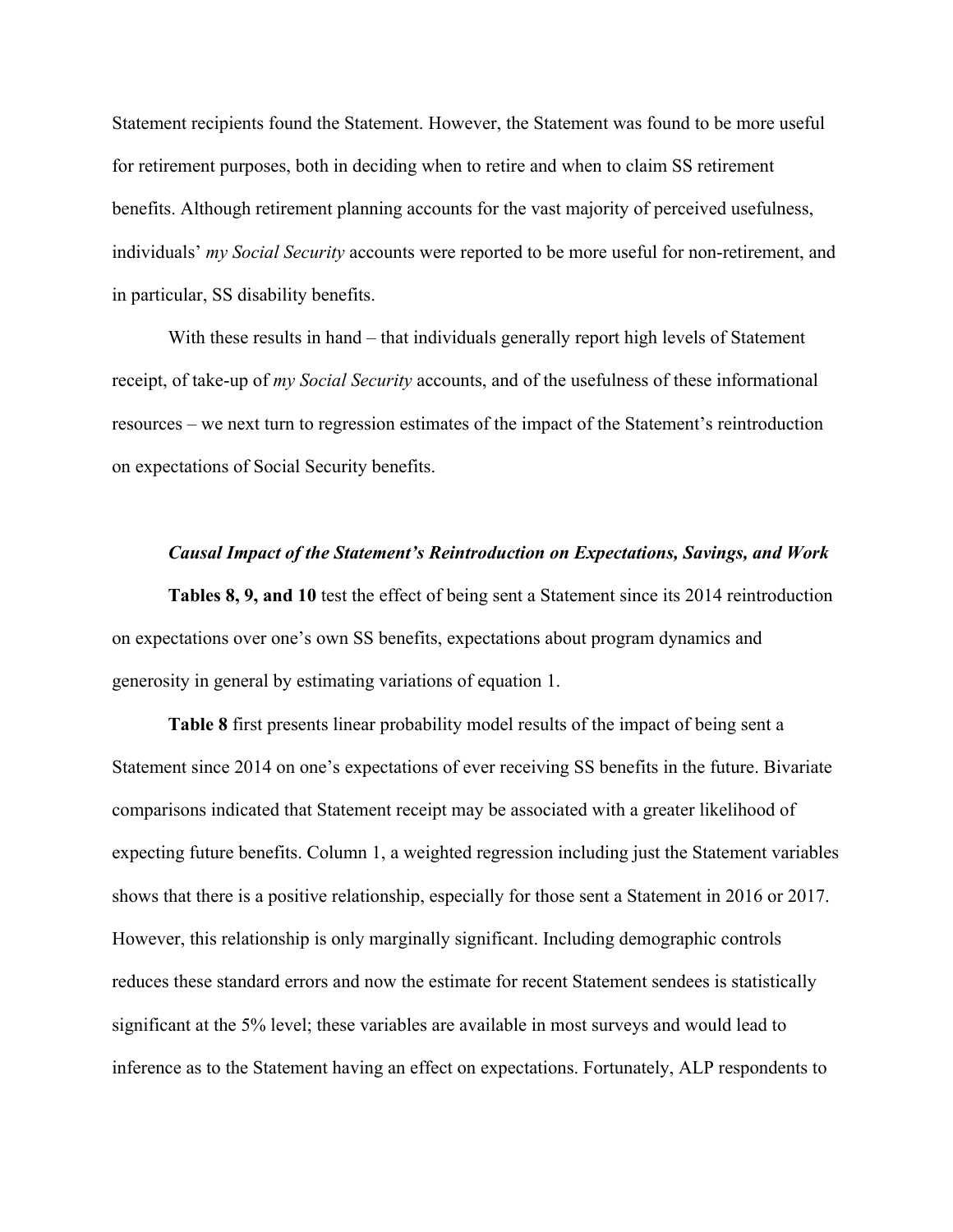Statement recipients found the Statement. However, the Statement was found to be more useful for retirement purposes, both in deciding when to retire and when to claim SS retirement benefits. Although retirement planning accounts for the vast majority of perceived usefulness, individuals' *my Social Security* accounts were reported to be more useful for non-retirement, and in particular, SS disability benefits.

With these results in hand – that individuals generally report high levels of Statement receipt, of take-up of *my Social Security* accounts, and of the usefulness of these informational resources – we next turn to regression estimates of the impact of the Statement's reintroduction on expectations of Social Security benefits.

### *Causal Impact of the Statement's Reintroduction on Expectations, Savings, and Work*

**Tables 8, 9, and 10** test the effect of being sent a Statement since its 2014 reintroduction on expectations over one's own SS benefits, expectations about program dynamics and generosity in general by estimating variations of equation 1.

**Table 8** first presents linear probability model results of the impact of being sent a Statement since 2014 on one's expectations of ever receiving SS benefits in the future. Bivariate comparisons indicated that Statement receipt may be associated with a greater likelihood of expecting future benefits. Column 1, a weighted regression including just the Statement variables shows that there is a positive relationship, especially for those sent a Statement in 2016 or 2017. However, this relationship is only marginally significant. Including demographic controls reduces these standard errors and now the estimate for recent Statement sendees is statistically significant at the 5% level; these variables are available in most surveys and would lead to inference as to the Statement having an effect on expectations. Fortunately, ALP respondents to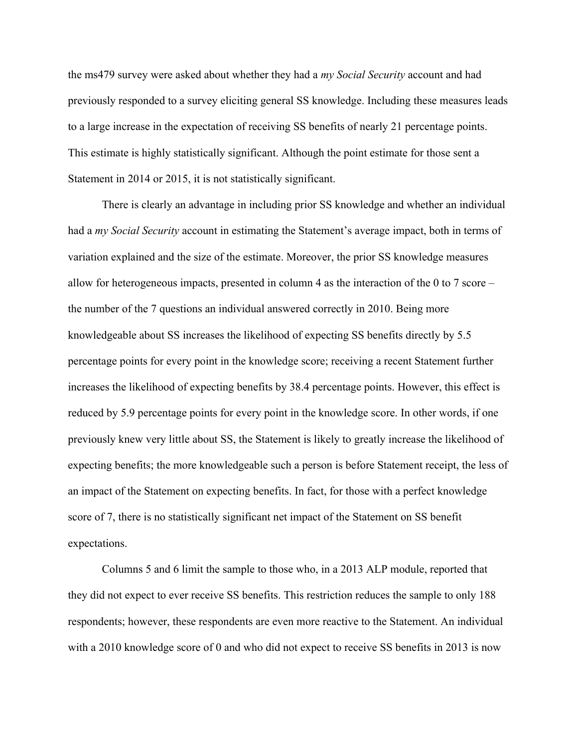the ms479 survey were asked about whether they had a *my Social Security* account and had previously responded to a survey eliciting general SS knowledge. Including these measures leads to a large increase in the expectation of receiving SS benefits of nearly 21 percentage points. This estimate is highly statistically significant. Although the point estimate for those sent a Statement in 2014 or 2015, it is not statistically significant.

There is clearly an advantage in including prior SS knowledge and whether an individual had a *my Social Security* account in estimating the Statement's average impact, both in terms of variation explained and the size of the estimate. Moreover, the prior SS knowledge measures allow for heterogeneous impacts, presented in column 4 as the interaction of the 0 to 7 score – the number of the 7 questions an individual answered correctly in 2010. Being more knowledgeable about SS increases the likelihood of expecting SS benefits directly by 5.5 percentage points for every point in the knowledge score; receiving a recent Statement further increases the likelihood of expecting benefits by 38.4 percentage points. However, this effect is reduced by 5.9 percentage points for every point in the knowledge score. In other words, if one previously knew very little about SS, the Statement is likely to greatly increase the likelihood of expecting benefits; the more knowledgeable such a person is before Statement receipt, the less of an impact of the Statement on expecting benefits. In fact, for those with a perfect knowledge score of 7, there is no statistically significant net impact of the Statement on SS benefit expectations.

Columns 5 and 6 limit the sample to those who, in a 2013 ALP module, reported that they did not expect to ever receive SS benefits. This restriction reduces the sample to only 188 respondents; however, these respondents are even more reactive to the Statement. An individual with a 2010 knowledge score of 0 and who did not expect to receive SS benefits in 2013 is now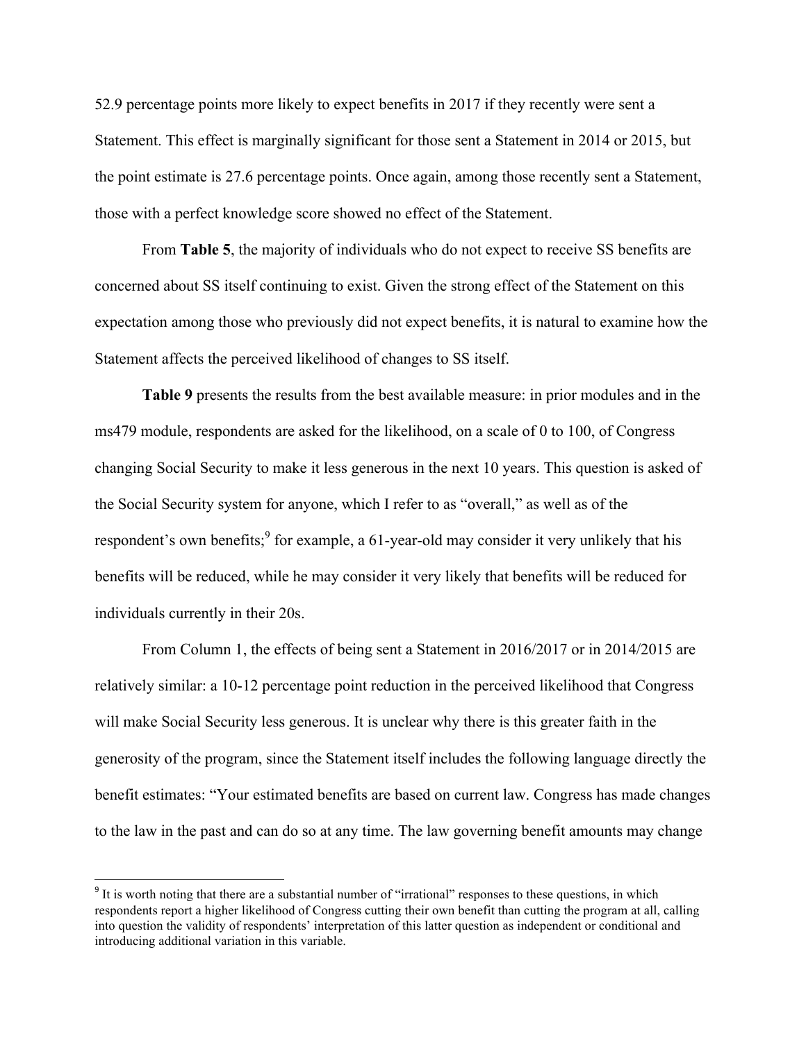52.9 percentage points more likely to expect benefits in 2017 if they recently were sent a Statement. This effect is marginally significant for those sent a Statement in 2014 or 2015, but the point estimate is 27.6 percentage points. Once again, among those recently sent a Statement, those with a perfect knowledge score showed no effect of the Statement.

From **Table 5**, the majority of individuals who do not expect to receive SS benefits are concerned about SS itself continuing to exist. Given the strong effect of the Statement on this expectation among those who previously did not expect benefits, it is natural to examine how the Statement affects the perceived likelihood of changes to SS itself.

**Table 9** presents the results from the best available measure: in prior modules and in the ms479 module, respondents are asked for the likelihood, on a scale of 0 to 100, of Congress changing Social Security to make it less generous in the next 10 years. This question is asked of the Social Security system for anyone, which I refer to as "overall," as well as of the respondent's own benefits;[9] for example, a 61-year-old may consider it very unlikely that his benefits will be reduced, while he may consider it very likely that benefits will be reduced for individuals currently in their 20s.

From Column 1, the effects of being sent a Statement in 2016/2017 or in 2014/2015 are relatively similar: a 10-12 percentage point reduction in the perceived likelihood that Congress will make Social Security less generous. It is unclear why there is this greater faith in the generosity of the program, since the Statement itself includes the following language directly the benefit estimates: "Your estimated benefits are based on current law. Congress has made changes to the law in the past and can do so at any time. The law governing benefit amounts may change

[9] It is worth noting that there are a substantial number of "irrational" responses to these questions, in which respondents report a higher likelihood of Congress cutting their own benefit than cutting the program at all, calling into question the validity of respondents' interpretation of this latter question as independent or conditional and introducing additional variation in this variable.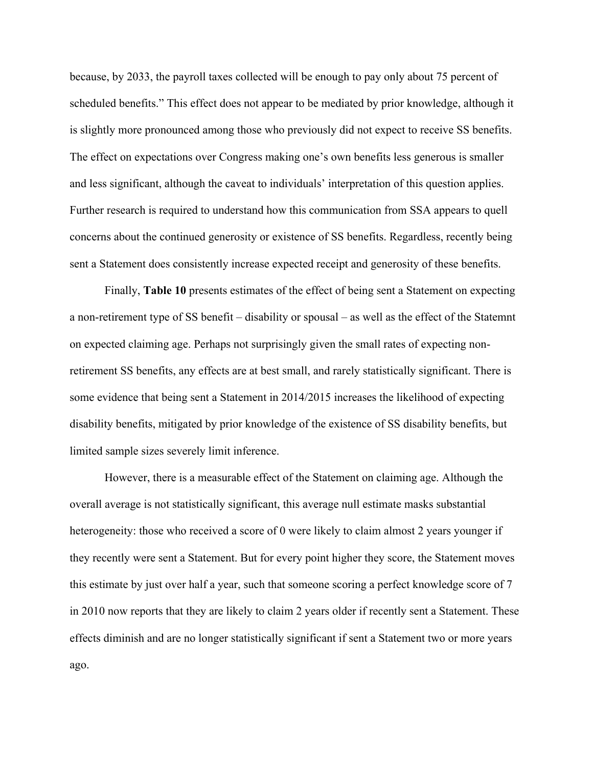because, by 2033, the payroll taxes collected will be enough to pay only about 75 percent of scheduled benefits." This effect does not appear to be mediated by prior knowledge, although it is slightly more pronounced among those who previously did not expect to receive SS benefits. The effect on expectations over Congress making one's own benefits less generous is smaller and less significant, although the caveat to individuals' interpretation of this question applies. Further research is required to understand how this communication from SSA appears to quell concerns about the continued generosity or existence of SS benefits. Regardless, recently being sent a Statement does consistently increase expected receipt and generosity of these benefits.

Finally, **Table 10** presents estimates of the effect of being sent a Statement on expecting a non-retirement type of SS benefit – disability or spousal – as well as the effect of the Statemnt on expected claiming age. Perhaps not surprisingly given the small rates of expecting non-retirement SS benefits, any effects are at best small, and rarely statistically significant. There is some evidence that being sent a Statement in 2014/2015 increases the likelihood of expecting disability benefits, mitigated by prior knowledge of the existence of SS disability benefits, but limited sample sizes severely limit inference.

However, there is a measurable effect of the Statement on claiming age. Although the overall average is not statistically significant, this average null estimate masks substantial heterogeneity: those who received a score of 0 were likely to claim almost 2 years younger if they recently were sent a Statement. But for every point higher they score, the Statement moves this estimate by just over half a year, such that someone scoring a perfect knowledge score of 7 in 2010 now reports that they are likely to claim 2 years older if recently sent a Statement. These effects diminish and are no longer statistically significant if sent a Statement two or more years ago.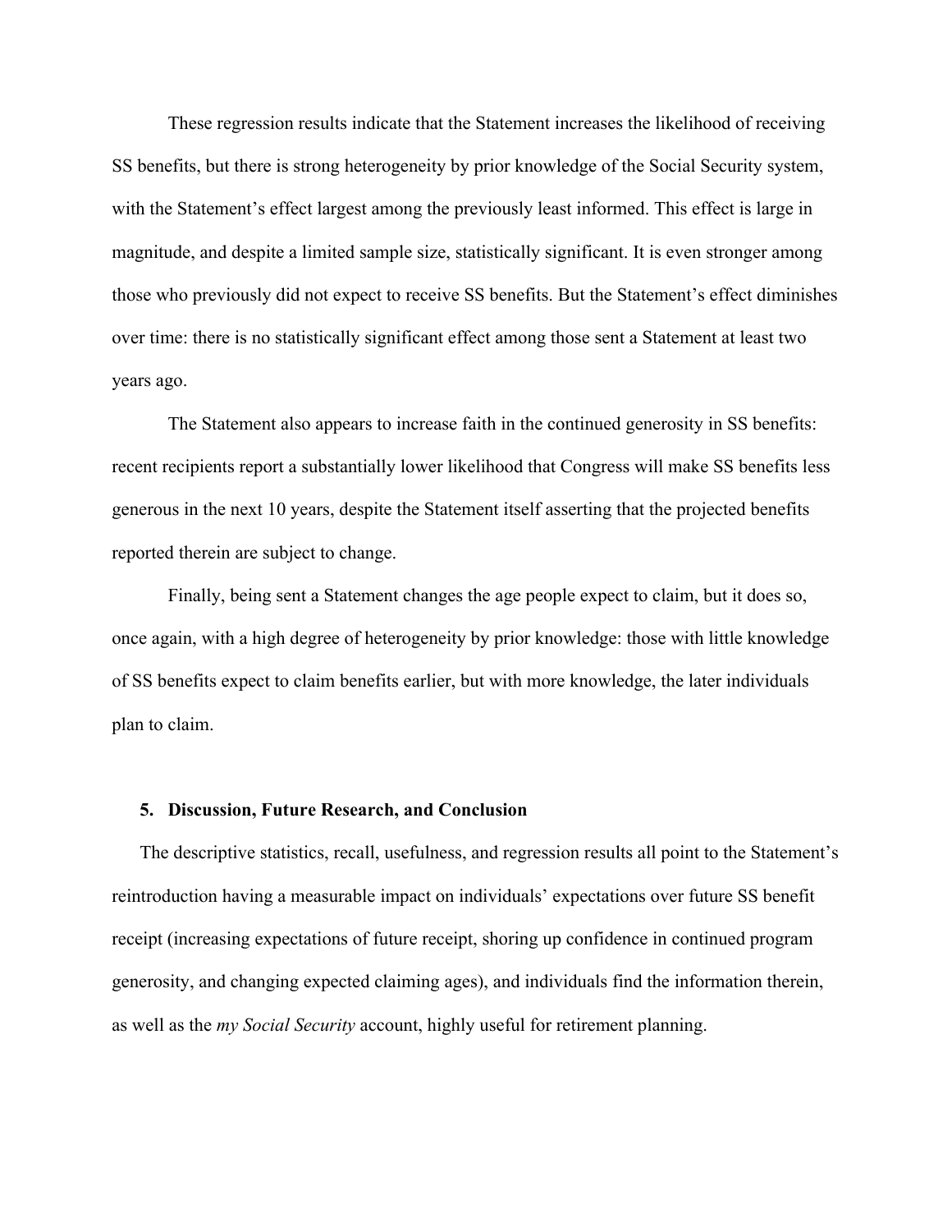These regression results indicate that the Statement increases the likelihood of receiving SS benefits, but there is strong heterogeneity by prior knowledge of the Social Security system, with the Statement's effect largest among the previously least informed. This effect is large in magnitude, and despite a limited sample size, statistically significant. It is even stronger among those who previously did not expect to receive SS benefits. But the Statement's effect diminishes over time: there is no statistically significant effect among those sent a Statement at least two years ago.

The Statement also appears to increase faith in the continued generosity in SS benefits: recent recipients report a substantially lower likelihood that Congress will make SS benefits less generous in the next 10 years, despite the Statement itself asserting that the projected benefits reported therein are subject to change.

Finally, being sent a Statement changes the age people expect to claim, but it does so, once again, with a high degree of heterogeneity by prior knowledge: those with little knowledge of SS benefits expect to claim benefits earlier, but with more knowledge, the later individuals plan to claim.

## 5. Discussion, Future Research, and Conclusion

The descriptive statistics, recall, usefulness, and regression results all point to the Statement's reintroduction having a measurable impact on individuals' expectations over future SS benefit receipt (increasing expectations of future receipt, shoring up confidence in continued program generosity, and changing expected claiming ages), and individuals find the information therein, as well as the *my Social Security* account, highly useful for retirement planning.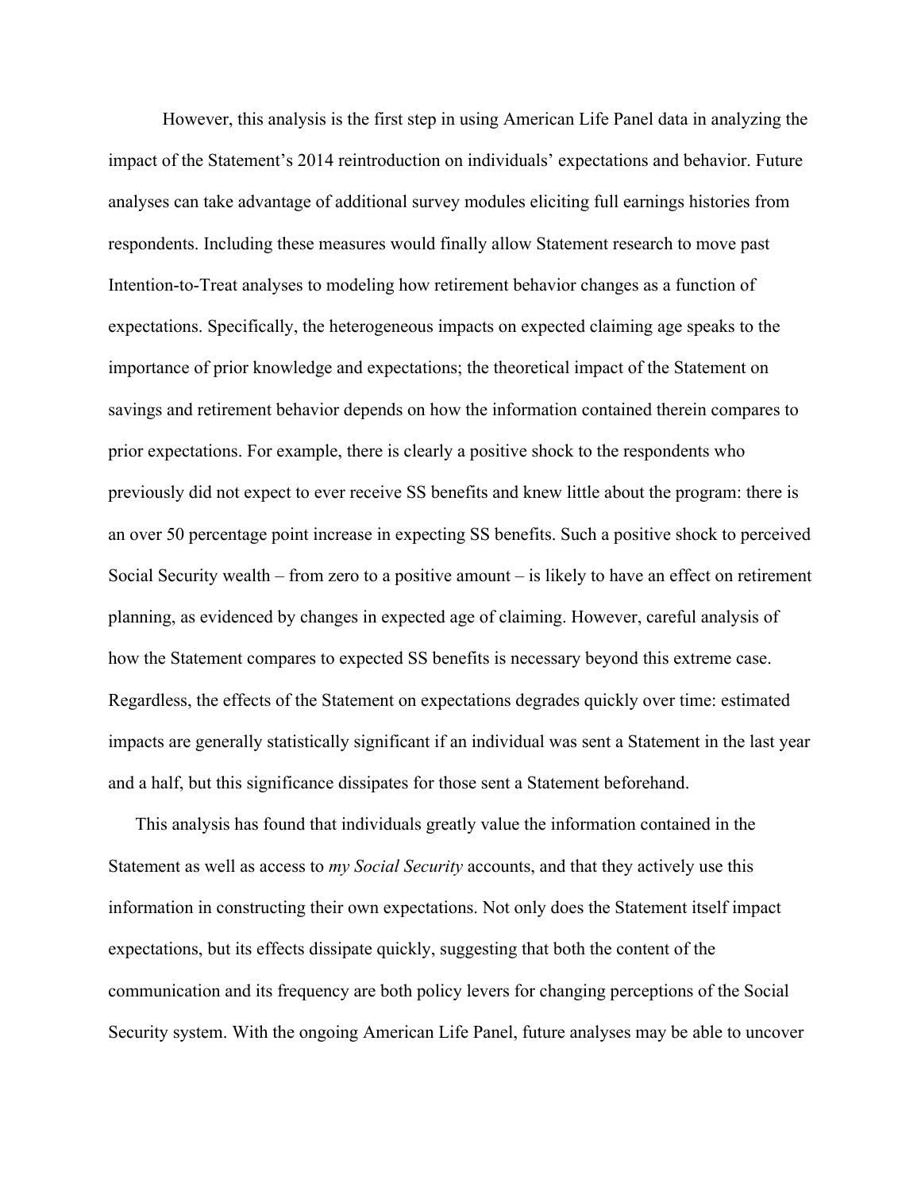However, this analysis is the first step in using American Life Panel data in analyzing the impact of the Statement's 2014 reintroduction on individuals' expectations and behavior. Future analyses can take advantage of additional survey modules eliciting full earnings histories from respondents. Including these measures would finally allow Statement research to move past Intention-to-Treat analyses to modeling how retirement behavior changes as a function of expectations. Specifically, the heterogeneous impacts on expected claiming age speaks to the importance of prior knowledge and expectations; the theoretical impact of the Statement on savings and retirement behavior depends on how the information contained therein compares to prior expectations. For example, there is clearly a positive shock to the respondents who previously did not expect to ever receive SS benefits and knew little about the program: there is an over 50 percentage point increase in expecting SS benefits. Such a positive shock to perceived Social Security wealth – from zero to a positive amount – is likely to have an effect on retirement planning, as evidenced by changes in expected age of claiming. However, careful analysis of how the Statement compares to expected SS benefits is necessary beyond this extreme case. Regardless, the effects of the Statement on expectations degrades quickly over time: estimated impacts are generally statistically significant if an individual was sent a Statement in the last year and a half, but this significance dissipates for those sent a Statement beforehand.

This analysis has found that individuals greatly value the information contained in the Statement as well as access to *my Social Security* accounts, and that they actively use this information in constructing their own expectations. Not only does the Statement itself impact expectations, but its effects dissipate quickly, suggesting that both the content of the communication and its frequency are both policy levers for changing perceptions of the Social Security system. With the ongoing American Life Panel, future analyses may be able to uncover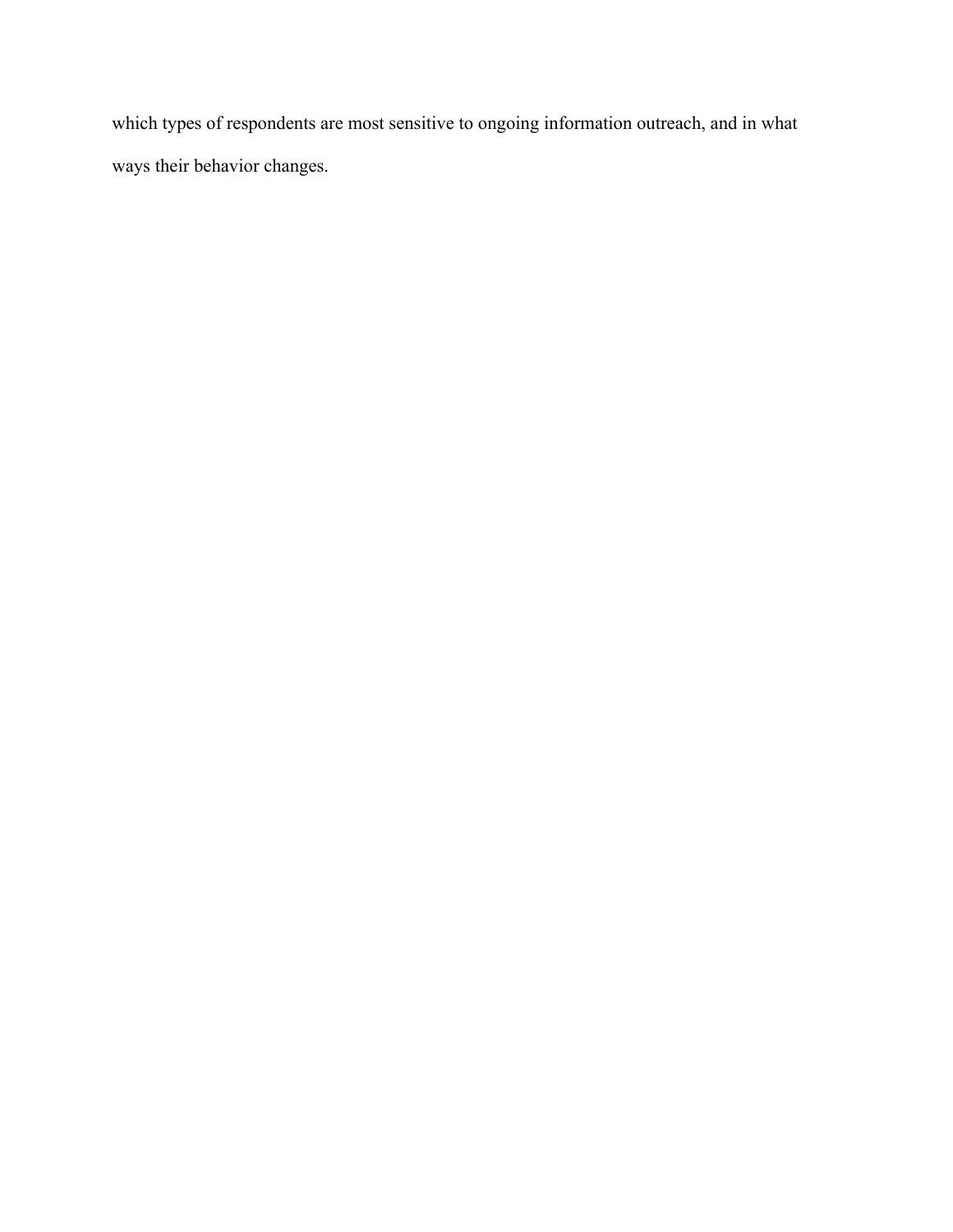which types of respondents are most sensitive to ongoing information outreach, and in what ways their behavior changes.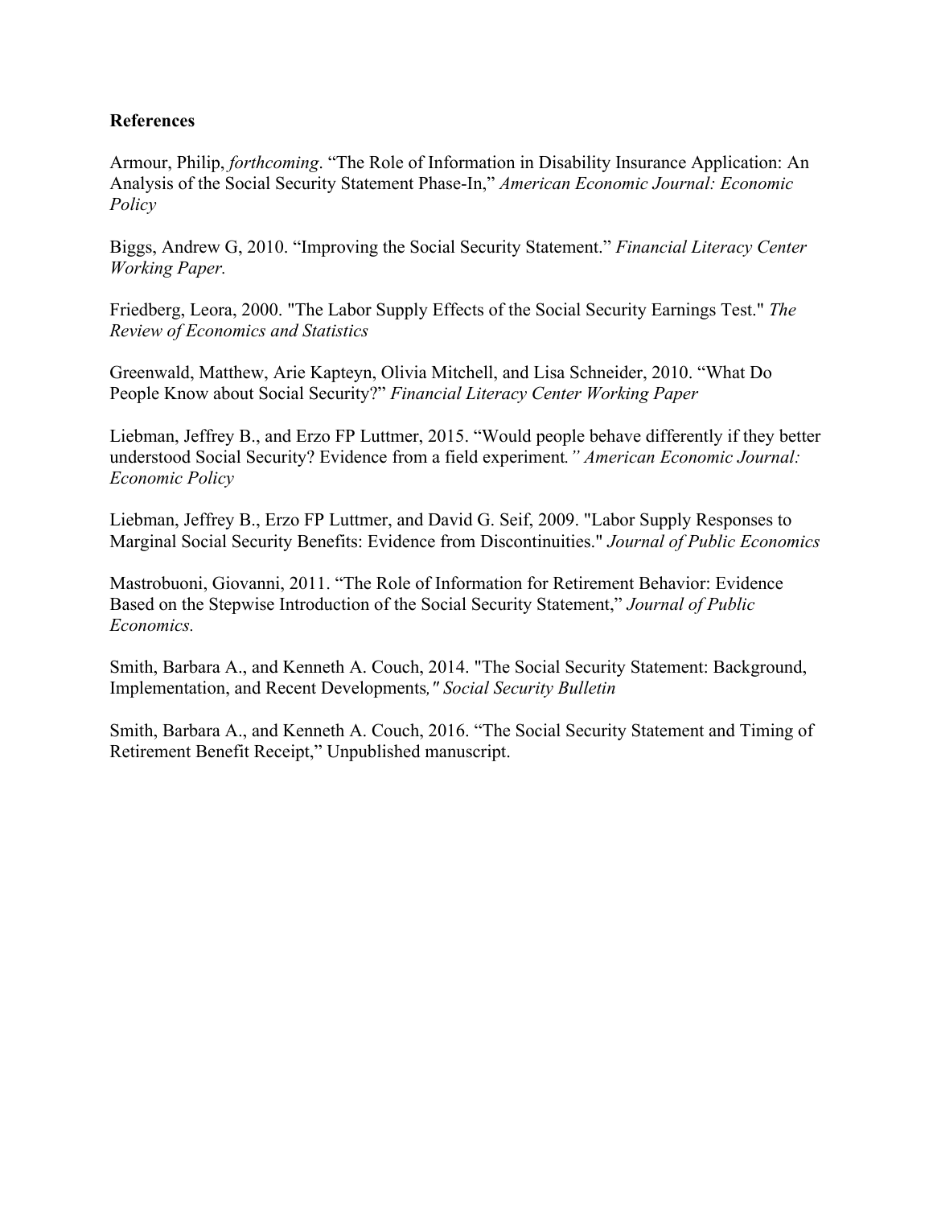**References**

Armour, Philip, *forthcoming*. “The Role of Information in Disability Insurance Application: An Analysis of the Social Security Statement Phase-In,” *American Economic Journal: Economic Policy*

Biggs, Andrew G, 2010. “Improving the Social Security Statement.” *Financial Literacy Center Working Paper.*

Friedberg, Leora, 2000. "The Labor Supply Effects of the Social Security Earnings Test." *The Review of Economics and Statistics*

Greenwald, Matthew, Arie Kapteyn, Olivia Mitchell, and Lisa Schneider, 2010. “What Do People Know about Social Security?” *Financial Literacy Center Working Paper*

Liebman, Jeffrey B., and Erzo FP Luttmer, 2015. “Would people behave differently if they better understood Social Security? Evidence from a field experiment*.” American Economic Journal: Economic Policy*

Liebman, Jeffrey B., Erzo FP Luttmer, and David G. Seif, 2009. "Labor Supply Responses to Marginal Social Security Benefits: Evidence from Discontinuities." *Journal of Public Economics*

Mastrobuoni, Giovanni, 2011. “The Role of Information for Retirement Behavior: Evidence Based on the Stepwise Introduction of the Social Security Statement,” *Journal of Public Economics.*

Smith, Barbara A., and Kenneth A. Couch, 2014. "The Social Security Statement: Background, Implementation, and Recent Developments*," Social Security Bulletin*

Smith, Barbara A., and Kenneth A. Couch, 2016. “The Social Security Statement and Timing of Retirement Benefit Receipt,” Unpublished manuscript.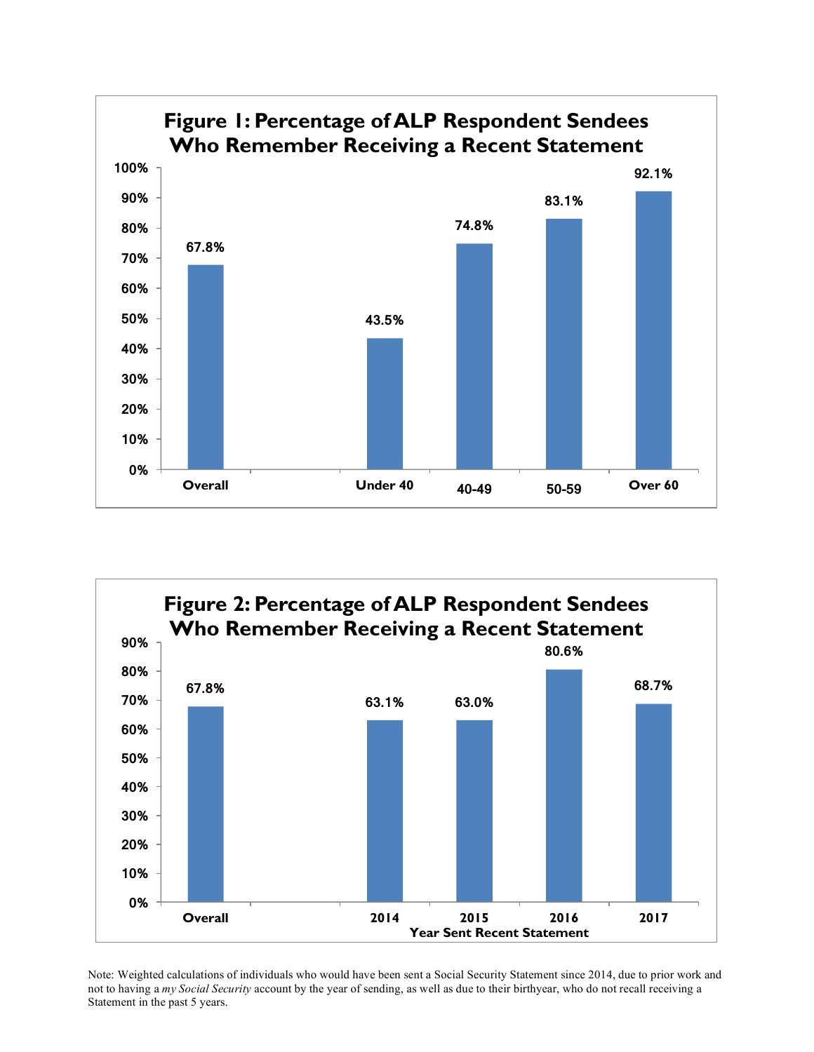**Figure 1: Percentage of ALP Respondent Sendees Who Remember Receiving a Recent Statement**

| | Overall | Under 40 | 40-49 | 50-59 | Over 60 |
|---|---|---|---|---|---|
| Percentage | 67.8% | 43.5% | 74.8% | 83.1% | 92.1% |

**Figure 2: Percentage of ALP Respondent Sendees Who Remember Receiving a Recent Statement**

| Year Sent Recent Statement | Overall | 2014 | 2015 | 2016 | 2017 |
|---|---|---|---|---|---|
| Percentage | 67.8% | 63.1% | 63.0% | 80.6% | 68.7% |

Note: Weighted calculations of individuals who would have been sent a Social Security Statement since 2014, due to prior work and not to having a *my Social Security* account by the year of sending, as well as due to their birthyear, who do not recall receiving a Statement in the past 5 years.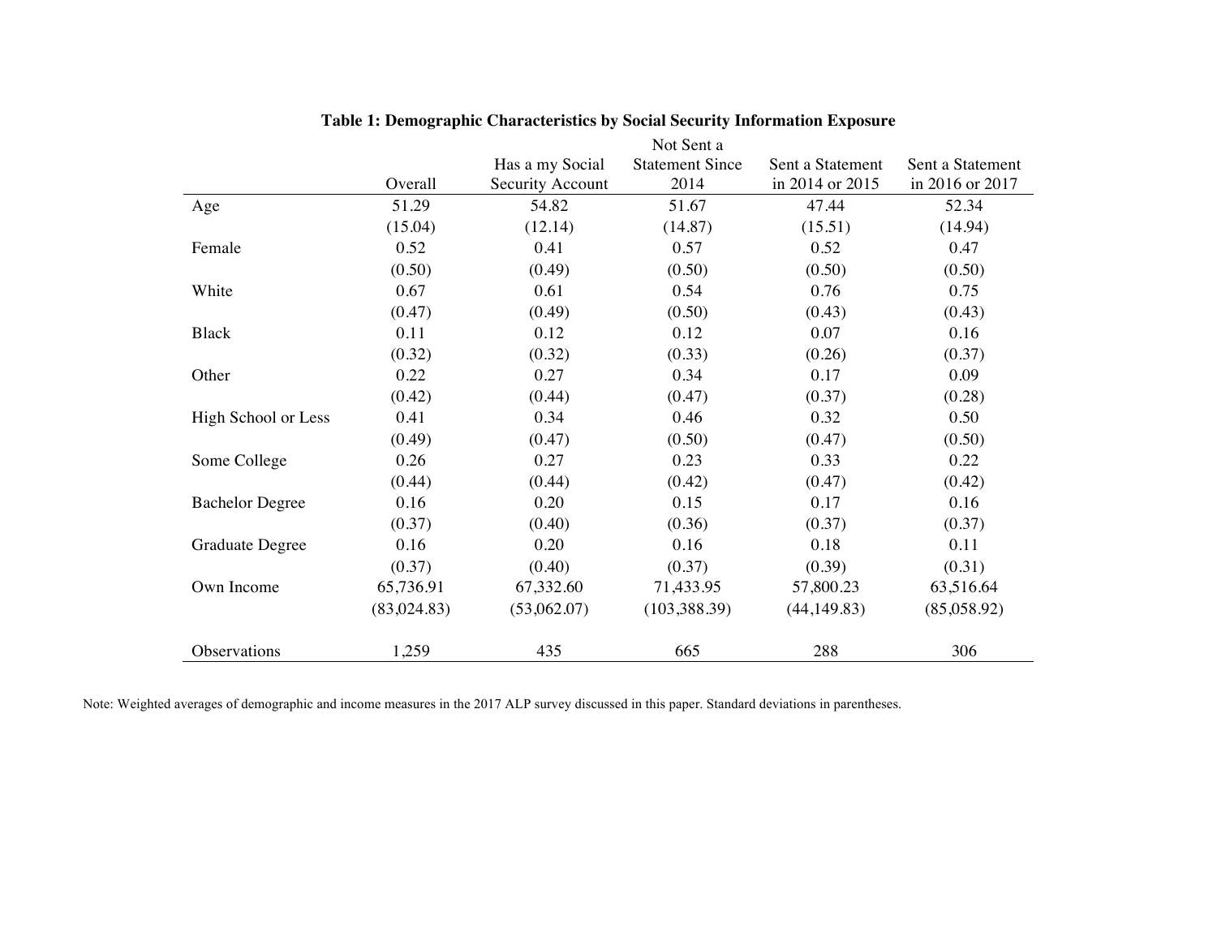**Table 1: Demographic Characteristics by Social Security Information Exposure**

| | Overall | Has a my Social Security Account | Not Sent a Statement Since 2014 | Sent a Statement in 2014 or 2015 | Sent a Statement in 2016 or 2017 |
|---|---|---|---|---|---|
| Age | 51.29 | 54.82 | 51.67 | 47.44 | 52.34 |
| | (15.04) | (12.14) | (14.87) | (15.51) | (14.94) |
| Female | 0.52 | 0.41 | 0.57 | 0.52 | 0.47 |
| | (0.50) | (0.49) | (0.50) | (0.50) | (0.50) |
| White | 0.67 | 0.61 | 0.54 | 0.76 | 0.75 |
| | (0.47) | (0.49) | (0.50) | (0.43) | (0.43) |
| Black | 0.11 | 0.12 | 0.12 | 0.07 | 0.16 |
| | (0.32) | (0.32) | (0.33) | (0.26) | (0.37) |
| Other | 0.22 | 0.27 | 0.34 | 0.17 | 0.09 |
| | (0.42) | (0.44) | (0.47) | (0.37) | (0.28) |
| High School or Less | 0.41 | 0.34 | 0.46 | 0.32 | 0.50 |
| | (0.49) | (0.47) | (0.50) | (0.47) | (0.50) |
| Some College | 0.26 | 0.27 | 0.23 | 0.33 | 0.22 |
| | (0.44) | (0.44) | (0.42) | (0.47) | (0.42) |
| Bachelor Degree | 0.16 | 0.20 | 0.15 | 0.17 | 0.16 |
| | (0.37) | (0.40) | (0.36) | (0.37) | (0.37) |
| Graduate Degree | 0.16 | 0.20 | 0.16 | 0.18 | 0.11 |
| | (0.37) | (0.40) | (0.37) | (0.39) | (0.31) |
| Own Income | 65,736.91 | 67,332.60 | 71,433.95 | 57,800.23 | 63,516.64 |
| | (83,024.83) | (53,062.07) | (103,388.39) | (44,149.83) | (85,058.92) |
| Observations | 1,259 | 435 | 665 | 288 | 306 |

Note: Weighted averages of demographic and income measures in the 2017 ALP survey discussed in this paper. Standard deviations in parentheses.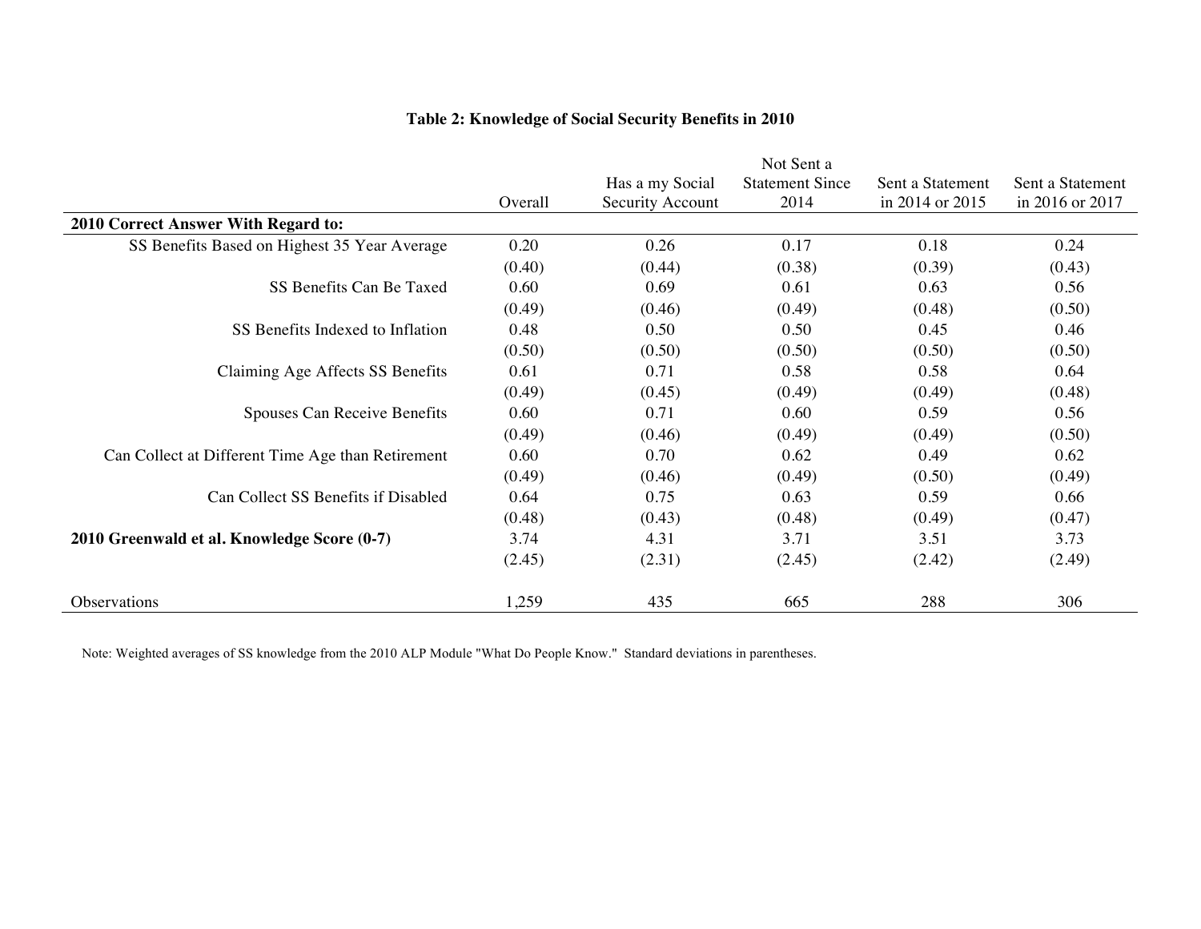**Table 2: Knowledge of Social Security Benefits in 2010**

| | Overall | Has a my Social Security Account | Not Sent a Statement Since 2014 | Sent a Statement in 2014 or 2015 | Sent a Statement in 2016 or 2017 |
|---|---|---|---|---|---|
| **2010 Correct Answer With Regard to:** | | | | | |
| SS Benefits Based on Highest 35 Year Average | 0.20 | 0.26 | 0.17 | 0.18 | 0.24 |
| | (0.40) | (0.44) | (0.38) | (0.39) | (0.43) |
| SS Benefits Can Be Taxed | 0.60 | 0.69 | 0.61 | 0.63 | 0.56 |
| | (0.49) | (0.46) | (0.49) | (0.48) | (0.50) |
| SS Benefits Indexed to Inflation | 0.48 | 0.50 | 0.50 | 0.45 | 0.46 |
| | (0.50) | (0.50) | (0.50) | (0.50) | (0.50) |
| Claiming Age Affects SS Benefits | 0.61 | 0.71 | 0.58 | 0.58 | 0.64 |
| | (0.49) | (0.45) | (0.49) | (0.49) | (0.48) |
| Spouses Can Receive Benefits | 0.60 | 0.71 | 0.60 | 0.59 | 0.56 |
| | (0.49) | (0.46) | (0.49) | (0.49) | (0.50) |
| Can Collect at Different Time Age than Retirement | 0.60 | 0.70 | 0.62 | 0.49 | 0.62 |
| | (0.49) | (0.46) | (0.49) | (0.50) | (0.49) |
| Can Collect SS Benefits if Disabled | 0.64 | 0.75 | 0.63 | 0.59 | 0.66 |
| | (0.48) | (0.43) | (0.48) | (0.49) | (0.47) |
| **2010 Greenwald et al. Knowledge Score (0-7)** | 3.74 | 4.31 | 3.71 | 3.51 | 3.73 |
| | (2.45) | (2.31) | (2.45) | (2.42) | (2.49) |
| Observations | 1,259 | 435 | 665 | 288 | 306 |

Note: Weighted averages of SS knowledge from the 2010 ALP Module "What Do People Know." Standard deviations in parentheses.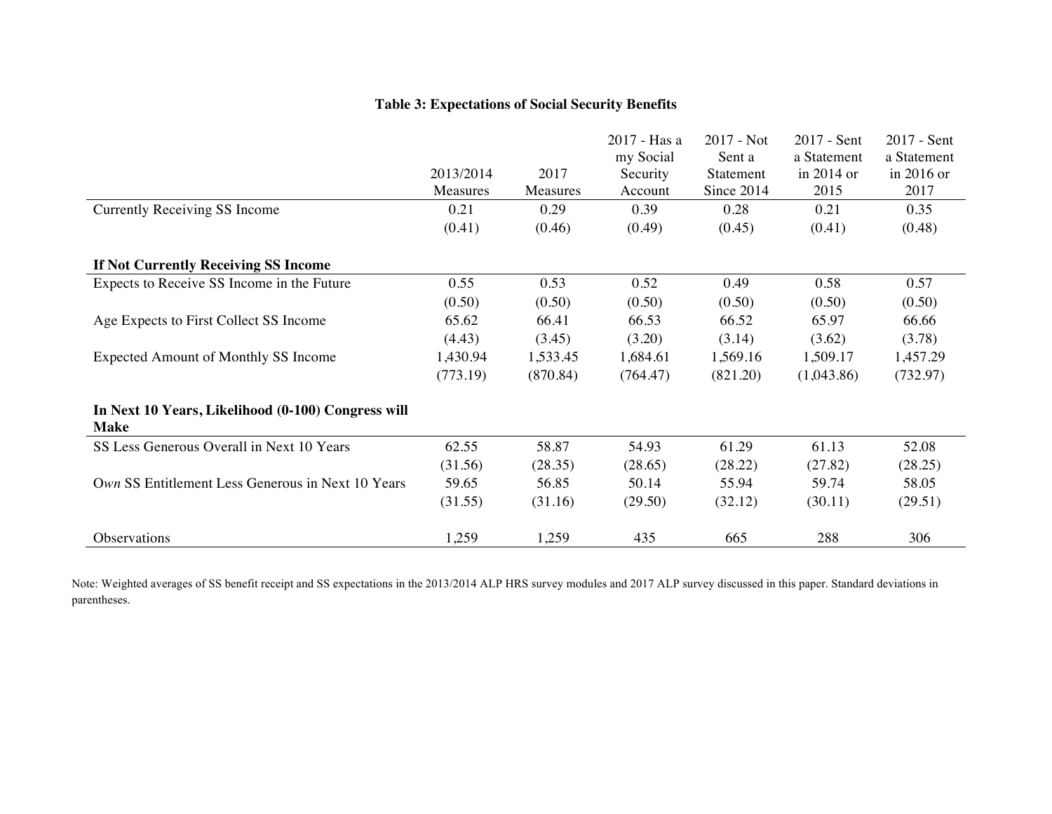**Table 3: Expectations of Social Security Benefits**

| | 2013/2014 Measures | 2017 Measures | 2017 - Has a my Social Security Account | 2017 - Not Sent a Statement Since 2014 | 2017 - Sent a Statement in 2014 or 2015 | 2017 - Sent a Statement in 2016 or 2017 |
|---|---|---|---|---|---|---|
| Currently Receiving SS Income | 0.21 | 0.29 | 0.39 | 0.28 | 0.21 | 0.35 |
| | (0.41) | (0.46) | (0.49) | (0.45) | (0.41) | (0.48) |
| **If Not Currently Receiving SS Income** | | | | | | |
| Expects to Receive SS Income in the Future | 0.55 | 0.53 | 0.52 | 0.49 | 0.58 | 0.57 |
| | (0.50) | (0.50) | (0.50) | (0.50) | (0.50) | (0.50) |
| Age Expects to First Collect SS Income | 65.62 | 66.41 | 66.53 | 66.52 | 65.97 | 66.66 |
| | (4.43) | (3.45) | (3.20) | (3.14) | (3.62) | (3.78) |
| Expected Amount of Monthly SS Income | 1,430.94 | 1,533.45 | 1,684.61 | 1,569.16 | 1,509.17 | 1,457.29 |
| | (773.19) | (870.84) | (764.47) | (821.20) | (1,043.86) | (732.97) |
| **In Next 10 Years, Likelihood (0-100) Congress will Make** | | | | | | |
| SS Less Generous Overall in Next 10 Years | 62.55 | 58.87 | 54.93 | 61.29 | 61.13 | 52.08 |
| | (31.56) | (28.35) | (28.65) | (28.22) | (27.82) | (28.25) |
| O*wn* SS Entitlement Less Generous in Next 10 Years | 59.65 | 56.85 | 50.14 | 55.94 | 59.74 | 58.05 |
| | (31.55) | (31.16) | (29.50) | (32.12) | (30.11) | (29.51) |
| Observations | 1,259 | 1,259 | 435 | 665 | 288 | 306 |

Note: Weighted averages of SS benefit receipt and SS expectations in the 2013/2014 ALP HRS survey modules and 2017 ALP survey discussed in this paper. Standard deviations in parentheses.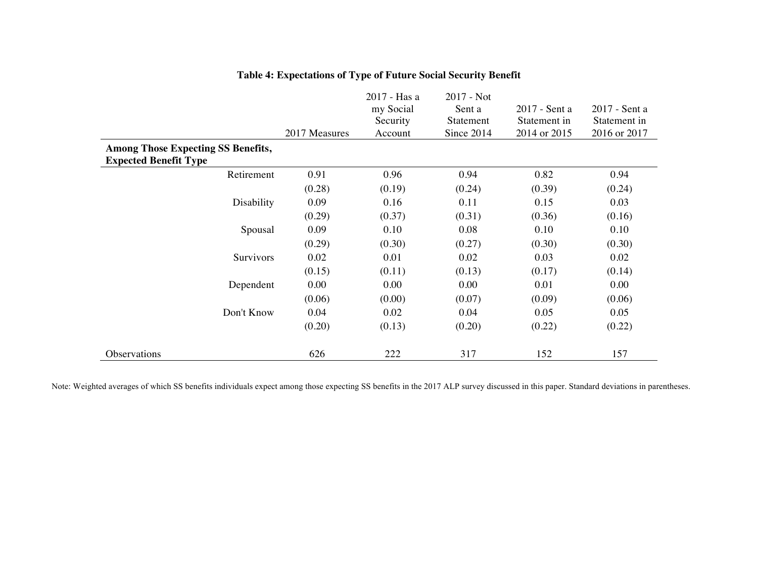**Table 4: Expectations of Type of Future Social Security Benefit**

| | 2017 Measures | 2017 - Has a my Social Security Account | 2017 - Not Sent a Statement Since 2014 | 2017 - Sent a Statement in 2014 or 2015 | 2017 - Sent a Statement in 2016 or 2017 |
|---|---|---|---|---|---|
| **Among Those Expecting SS Benefits, Expected Benefit Type** | | | | | |
| Retirement | 0.91 | 0.96 | 0.94 | 0.82 | 0.94 |
| | (0.28) | (0.19) | (0.24) | (0.39) | (0.24) |
| Disability | 0.09 | 0.16 | 0.11 | 0.15 | 0.03 |
| | (0.29) | (0.37) | (0.31) | (0.36) | (0.16) |
| Spousal | 0.09 | 0.10 | 0.08 | 0.10 | 0.10 |
| | (0.29) | (0.30) | (0.27) | (0.30) | (0.30) |
| Survivors | 0.02 | 0.01 | 0.02 | 0.03 | 0.02 |
| | (0.15) | (0.11) | (0.13) | (0.17) | (0.14) |
| Dependent | 0.00 | 0.00 | 0.00 | 0.01 | 0.00 |
| | (0.06) | (0.00) | (0.07) | (0.09) | (0.06) |
| Don't Know | 0.04 | 0.02 | 0.04 | 0.05 | 0.05 |
| | (0.20) | (0.13) | (0.20) | (0.22) | (0.22) |
| Observations | 626 | 222 | 317 | 152 | 157 |

Note: Weighted averages of which SS benefits individuals expect among those expecting SS benefits in the 2017 ALP survey discussed in this paper. Standard deviations in parentheses.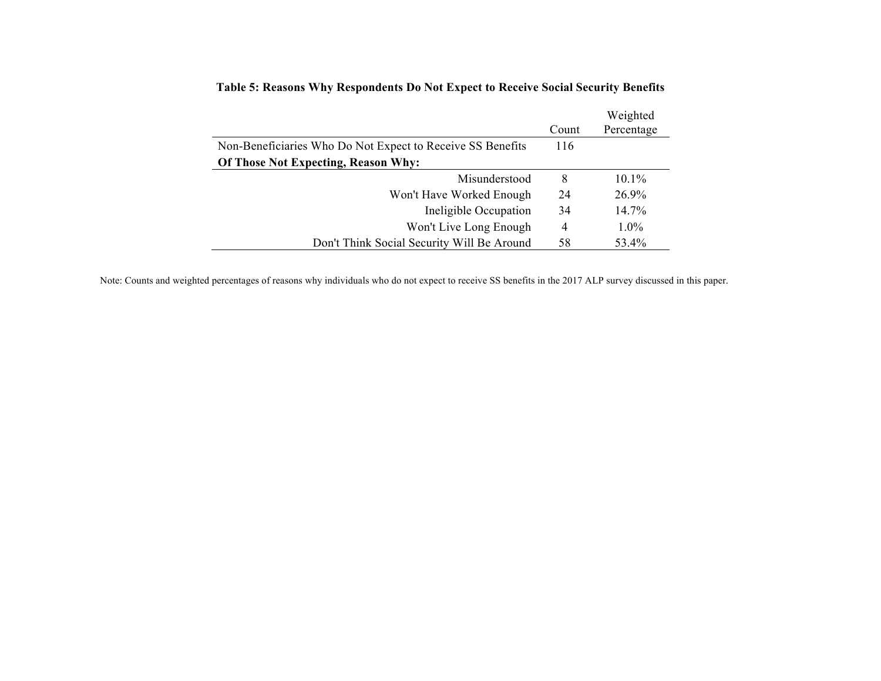**Table 5: Reasons Why Respondents Do Not Expect to Receive Social Security Benefits**

| | Count | Weighted Percentage |
|---|---|---|
| Non-Beneficiaries Who Do Not Expect to Receive SS Benefits | 116 | |
| **Of Those Not Expecting, Reason Why:** | | |
| Misunderstood | 8 | 10.1% |
| Won't Have Worked Enough | 24 | 26.9% |
| Ineligible Occupation | 34 | 14.7% |
| Won't Live Long Enough | 4 | 1.0% |
| Don't Think Social Security Will Be Around | 58 | 53.4% |

Note: Counts and weighted percentages of reasons why individuals who do not expect to receive SS benefits in the 2017 ALP survey discussed in this paper.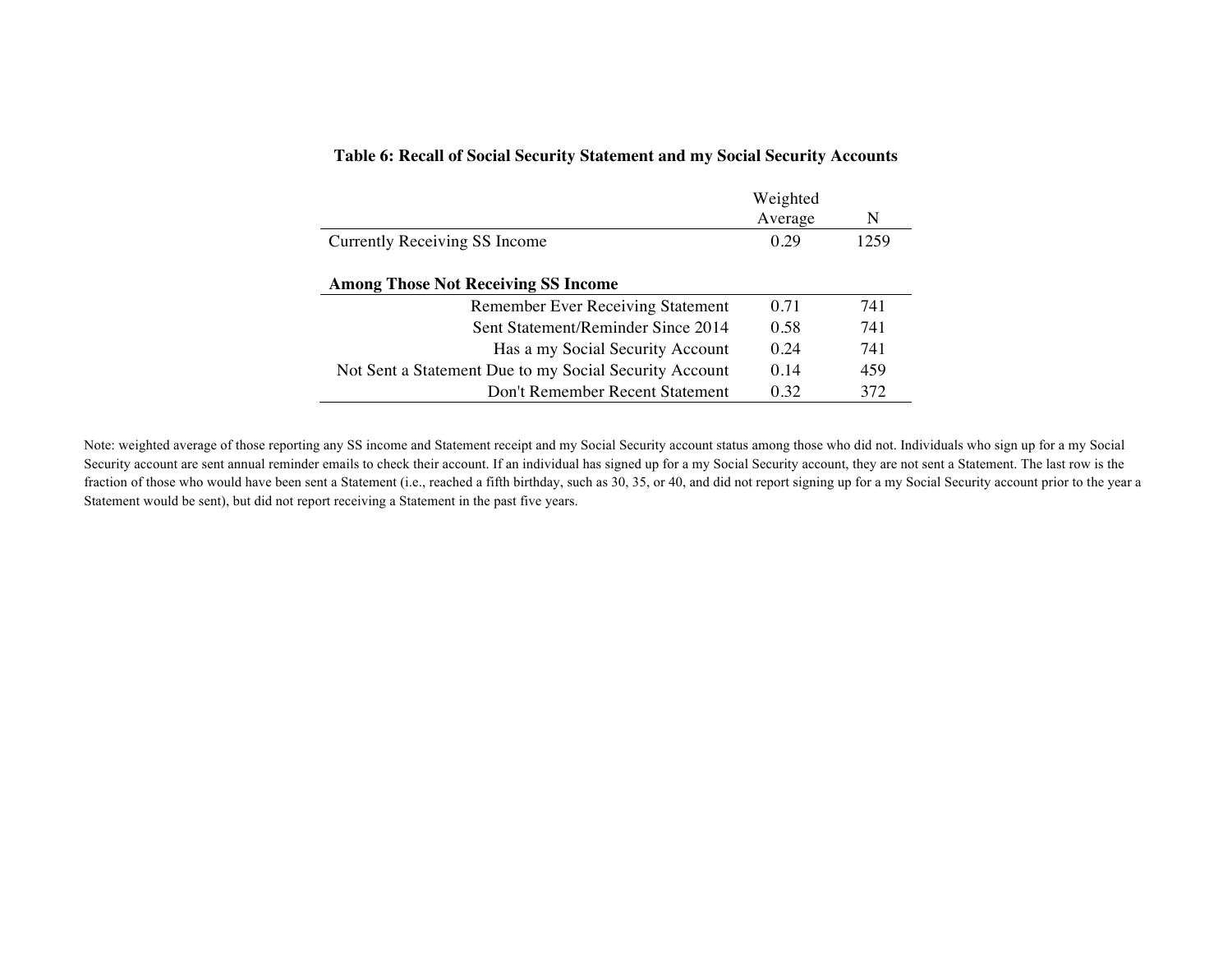**Table 6: Recall of Social Security Statement and my Social Security Accounts**

| | Weighted Average | N |
|---|---|---|
| Currently Receiving SS Income | 0.29 | 1259 |
| | | |
| **Among Those Not Receiving SS Income** | | |
| Remember Ever Receiving Statement | 0.71 | 741 |
| Sent Statement/Reminder Since 2014 | 0.58 | 741 |
| Has a my Social Security Account | 0.24 | 741 |
| Not Sent a Statement Due to my Social Security Account | 0.14 | 459 |
| Don't Remember Recent Statement | 0.32 | 372 |

Note: weighted average of those reporting any SS income and Statement receipt and my Social Security account status among those who did not. Individuals who sign up for a my Social Security account are sent annual reminder emails to check their account. If an individual has signed up for a my Social Security account, they are not sent a Statement. The last row is the fraction of those who would have been sent a Statement (i.e., reached a fifth birthday, such as 30, 35, or 40, and did not report signing up for a my Social Security account prior to the year a Statement would be sent), but did not report receiving a Statement in the past five years.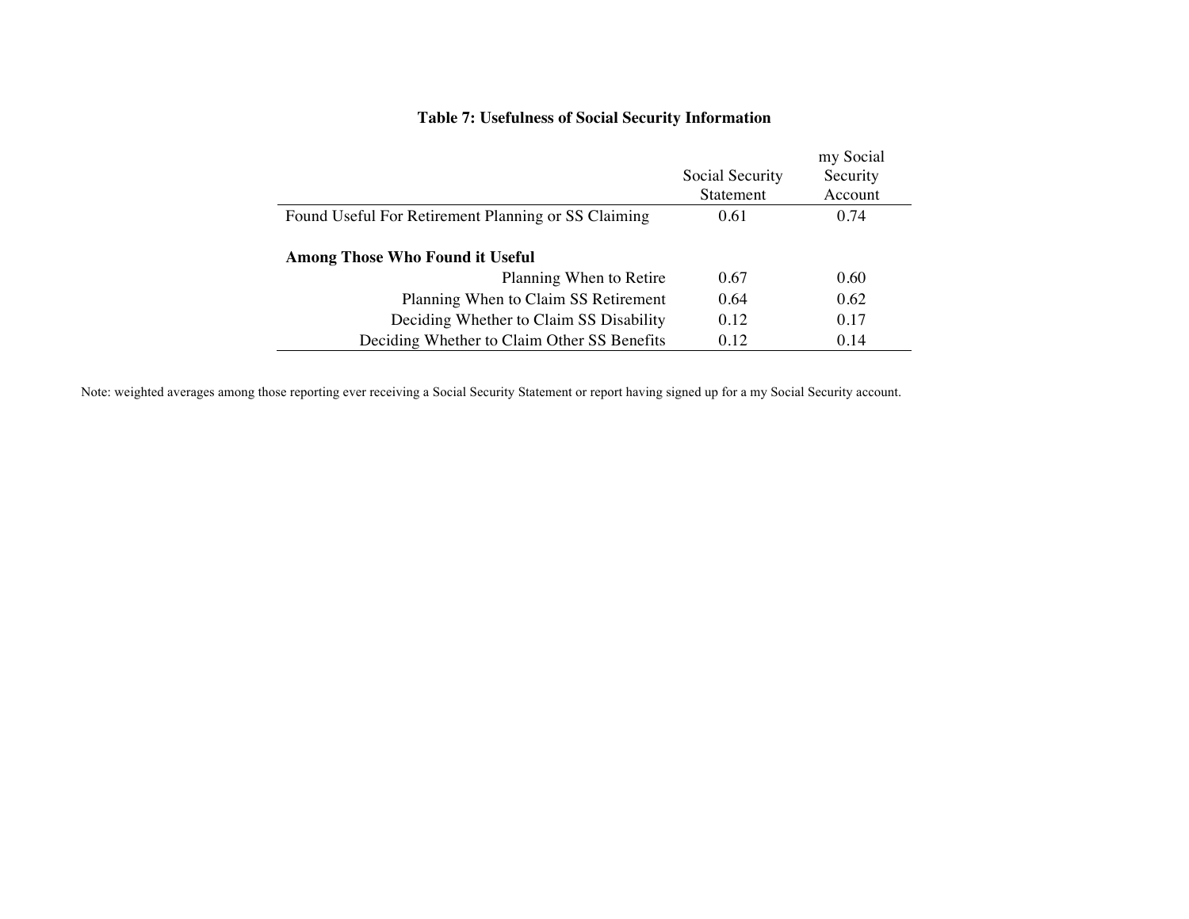**Table 7: Usefulness of Social Security Information**

| | Social Security Statement | my Social Security Account |
|---|---|---|
| Found Useful For Retirement Planning or SS Claiming | 0.61 | 0.74 |
| | | |
| **Among Those Who Found it Useful** | | |
| Planning When to Retire | 0.67 | 0.60 |
| Planning When to Claim SS Retirement | 0.64 | 0.62 |
| Deciding Whether to Claim SS Disability | 0.12 | 0.17 |
| Deciding Whether to Claim Other SS Benefits | 0.12 | 0.14 |

Note: weighted averages among those reporting ever receiving a Social Security Statement or report having signed up for a my Social Security account.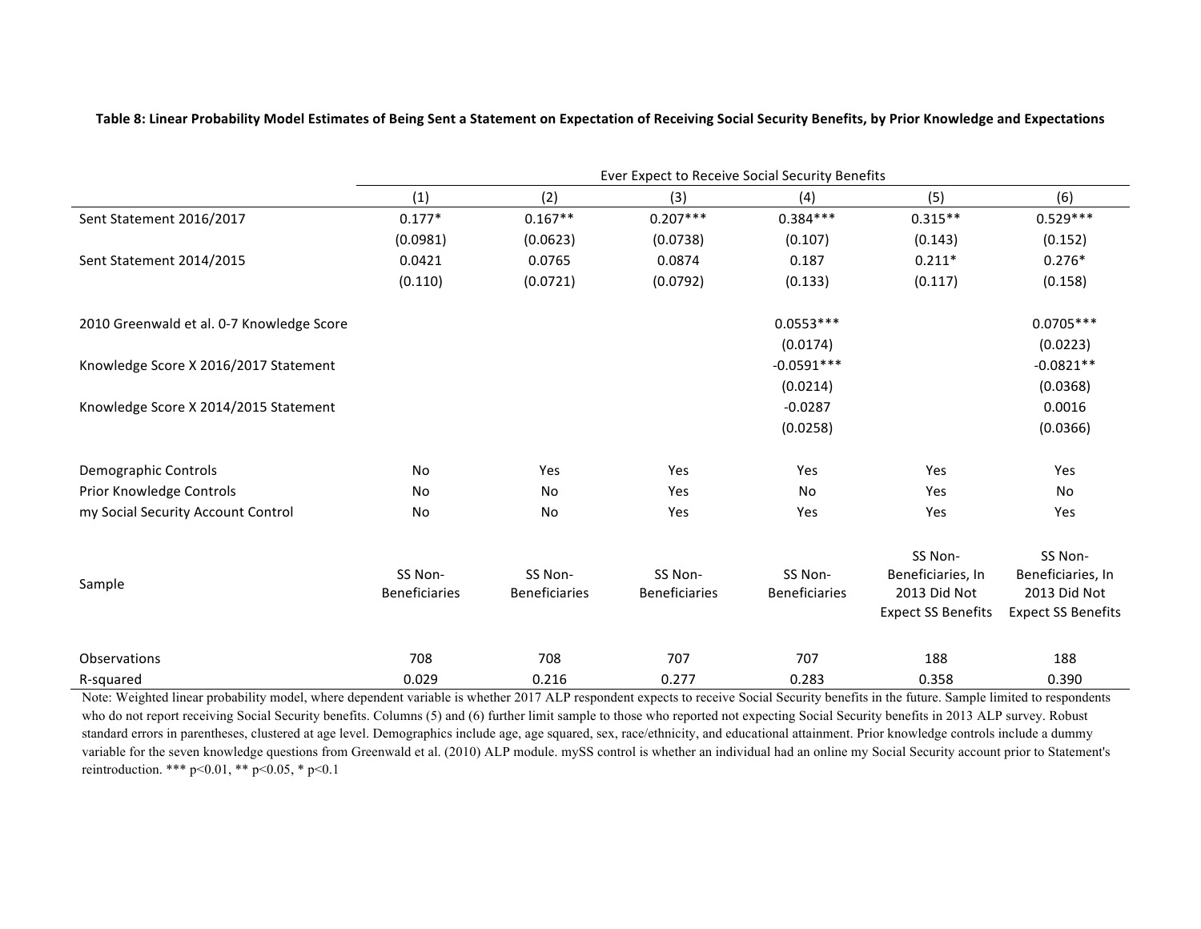**Table 8: Linear Probability Model Estimates of Being Sent a Statement on Expectation of Receiving Social Security Benefits, by Prior Knowledge and Expectations**

| | Ever Expect to Receive Social Security Benefits | | | | | |
|---|---|---|---|---|---|---|
| | (1) | (2) | (3) | (4) | (5) | (6) |
| Sent Statement 2016/2017 | 0.177* | 0.167** | 0.207*** | 0.384*** | 0.315** | 0.529*** |
| | (0.0981) | (0.0623) | (0.0738) | (0.107) | (0.143) | (0.152) |
| Sent Statement 2014/2015 | 0.0421 | 0.0765 | 0.0874 | 0.187 | 0.211* | 0.276* |
| | (0.110) | (0.0721) | (0.0792) | (0.133) | (0.117) | (0.158) |
| 2010 Greenwald et al. 0-7 Knowledge Score | | | | 0.0553*** | | 0.0705*** |
| | | | | (0.0174) | | (0.0223) |
| Knowledge Score X 2016/2017 Statement | | | | -0.0591*** | | -0.0821** |
| | | | | (0.0214) | | (0.0368) |
| Knowledge Score X 2014/2015 Statement | | | | -0.0287 | | 0.0016 |
| | | | | (0.0258) | | (0.0366) |
| Demographic Controls | No | Yes | Yes | Yes | Yes | Yes |
| Prior Knowledge Controls | No | No | Yes | No | Yes | No |
| my Social Security Account Control | No | No | Yes | Yes | Yes | Yes |
| Sample | SS Non-Beneficiaries | SS Non-Beneficiaries | SS Non-Beneficiaries | SS Non-Beneficiaries | SS Non-Beneficiaries, In 2013 Did Not Expect SS Benefits | SS Non-Beneficiaries, In 2013 Did Not Expect SS Benefits |
| Observations | 708 | 708 | 707 | 707 | 188 | 188 |
| R-squared | 0.029 | 0.216 | 0.277 | 0.283 | 0.358 | 0.390 |

Note: Weighted linear probability model, where dependent variable is whether 2017 ALP respondent expects to receive Social Security benefits in the future. Sample limited to respondents who do not report receiving Social Security benefits. Columns (5) and (6) further limit sample to those who reported not expecting Social Security benefits in 2013 ALP survey. Robust standard errors in parentheses, clustered at age level. Demographics include age, age squared, sex, race/ethnicity, and educational attainment. Prior knowledge controls include a dummy variable for the seven knowledge questions from Greenwald et al. (2010) ALP module. mySS control is whether an individual had an online my Social Security account prior to Statement's reintroduction. *** p<0.01, ** p<0.05, * p<0.1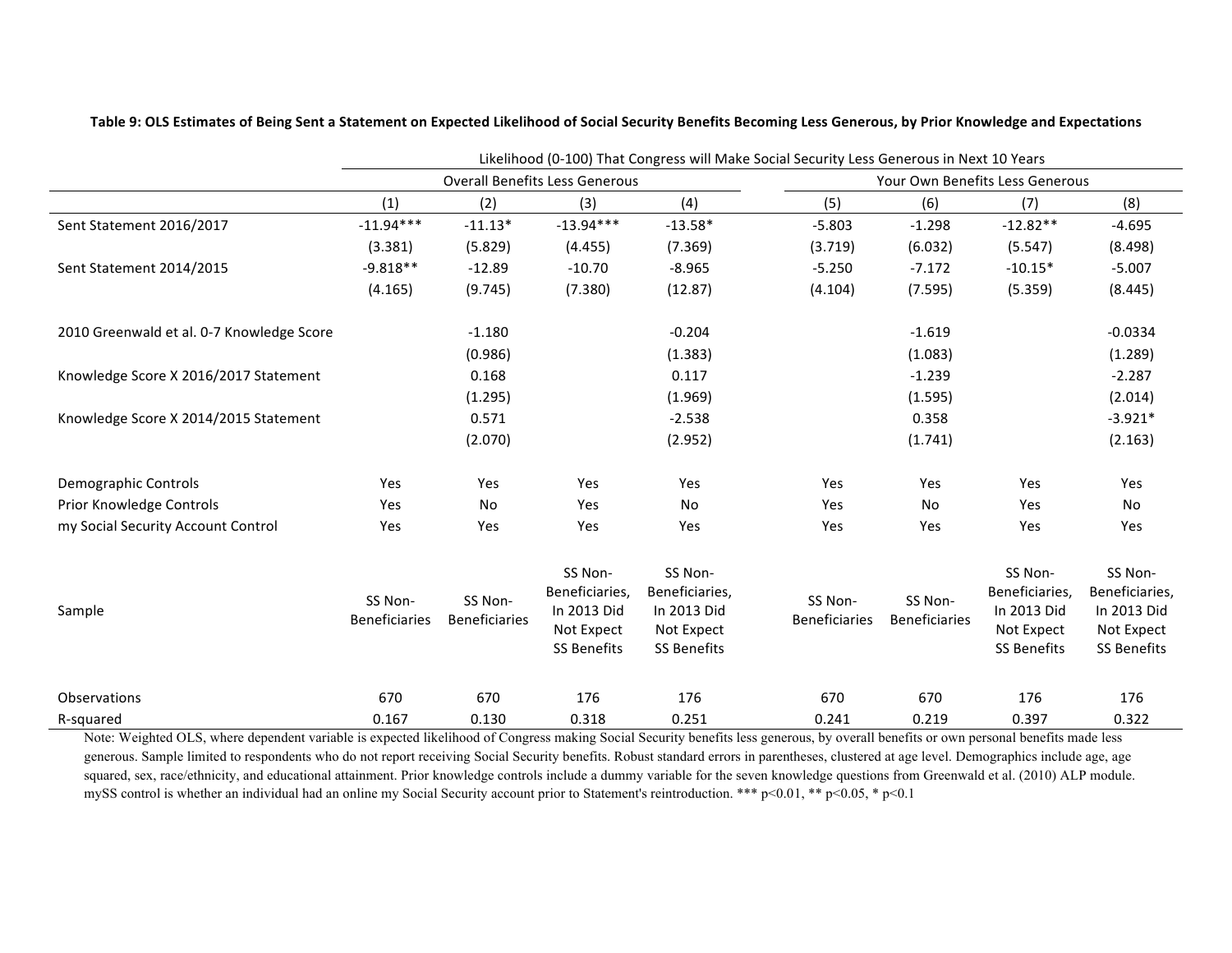**Table 9: OLS Estimates of Being Sent a Statement on Expected Likelihood of Social Security Benefits Becoming Less Generous, by Prior Knowledge and Expectations**

| | Likelihood (0-100) That Congress will Make Social Security Less Generous in Next 10 Years | | | | | | | |
|---|---|---|---|---|---|---|---|---|
| | Overall Benefits Less Generous | | | | Your Own Benefits Less Generous | | | |
| | (1) | (2) | (3) | (4) | (5) | (6) | (7) | (8) |
| Sent Statement 2016/2017 | -11.94*** | -11.13* | -13.94*** | -13.58* | -5.803 | -1.298 | -12.82** | -4.695 |
| | (3.381) | (5.829) | (4.455) | (7.369) | (3.719) | (6.032) | (5.547) | (8.498) |
| Sent Statement 2014/2015 | -9.818** | -12.89 | -10.70 | -8.965 | -5.250 | -7.172 | -10.15* | -5.007 |
| | (4.165) | (9.745) | (7.380) | (12.87) | (4.104) | (7.595) | (5.359) | (8.445) |
| 2010 Greenwald et al. 0-7 Knowledge Score | | -1.180 | | -0.204 | | -1.619 | | -0.0334 |
| | | (0.986) | | (1.383) | | (1.083) | | (1.289) |
| Knowledge Score X 2016/2017 Statement | | 0.168 | | 0.117 | | -1.239 | | -2.287 |
| | | (1.295) | | (1.969) | | (1.595) | | (2.014) |
| Knowledge Score X 2014/2015 Statement | | 0.571 | | -2.538 | | 0.358 | | -3.921* |
| | | (2.070) | | (2.952) | | (1.741) | | (2.163) |
| Demographic Controls | Yes | Yes | Yes | Yes | Yes | Yes | Yes | Yes |
| Prior Knowledge Controls | Yes | No | Yes | No | Yes | No | Yes | No |
| my Social Security Account Control | Yes | Yes | Yes | Yes | Yes | Yes | Yes | Yes |
| Sample | SS Non-Beneficiaries | SS Non-Beneficiaries | SS Non-Beneficiaries, In 2013 Did Not Expect SS Benefits | SS Non-Beneficiaries, In 2013 Did Not Expect SS Benefits | SS Non-Beneficiaries | SS Non-Beneficiaries | SS Non-Beneficiaries, In 2013 Did Not Expect SS Benefits | SS Non-Beneficiaries, In 2013 Did Not Expect SS Benefits |
| Observations | 670 | 670 | 176 | 176 | 670 | 670 | 176 | 176 |
| R-squared | 0.167 | 0.130 | 0.318 | 0.251 | 0.241 | 0.219 | 0.397 | 0.322 |

Note: Weighted OLS, where dependent variable is expected likelihood of Congress making Social Security benefits less generous, by overall benefits or own personal benefits made less generous. Sample limited to respondents who do not report receiving Social Security benefits. Robust standard errors in parentheses, clustered at age level. Demographics include age, age squared, sex, race/ethnicity, and educational attainment. Prior knowledge controls include a dummy variable for the seven knowledge questions from Greenwald et al. (2010) ALP module. mySS control is whether an individual had an online my Social Security account prior to Statement's reintroduction. *** p<0.01, ** p<0.05, * p<0.1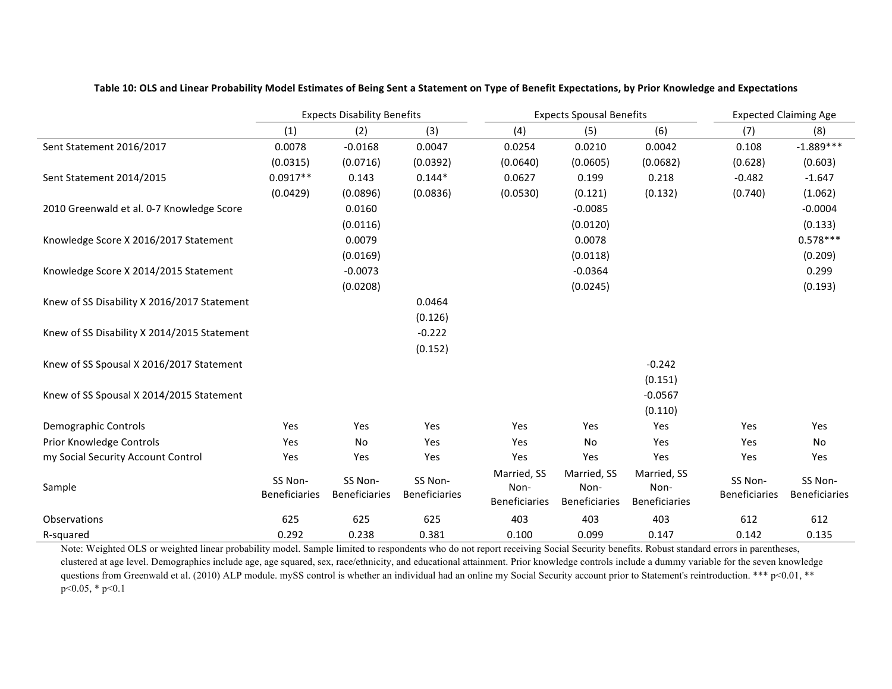**Table 10: OLS and Linear Probability Model Estimates of Being Sent a Statement on Type of Benefit Expectations, by Prior Knowledge and Expectations**

| | Expects Disability Benefits | | | Expects Spousal Benefits | | | Expected Claiming Age | |
|---|---|---|---|---|---|---|---|---|
| | (1) | (2) | (3) | (4) | (5) | (6) | (7) | (8) |
| Sent Statement 2016/2017 | 0.0078 | -0.0168 | 0.0047 | 0.0254 | 0.0210 | 0.0042 | 0.108 | -1.889*** |
| | (0.0315) | (0.0716) | (0.0392) | (0.0640) | (0.0605) | (0.0682) | (0.628) | (0.603) |
| Sent Statement 2014/2015 | 0.0917** | 0.143 | 0.144* | 0.0627 | 0.199 | 0.218 | -0.482 | -1.647 |
| | (0.0429) | (0.0896) | (0.0836) | (0.0530) | (0.121) | (0.132) | (0.740) | (1.062) |
| 2010 Greenwald et al. 0-7 Knowledge Score | | 0.0160 | | | -0.0085 | | | -0.0004 |
| | | (0.0116) | | | (0.0120) | | | (0.133) |
| Knowledge Score X 2016/2017 Statement | | 0.0079 | | | 0.0078 | | | 0.578*** |
| | | (0.0169) | | | (0.0118) | | | (0.209) |
| Knowledge Score X 2014/2015 Statement | | -0.0073 | | | -0.0364 | | | 0.299 |
| | | (0.0208) | | | (0.0245) | | | (0.193) |
| Knew of SS Disability X 2016/2017 Statement | | | 0.0464 | | | | | |
| | | | (0.126) | | | | | |
| Knew of SS Disability X 2014/2015 Statement | | | -0.222 | | | | | |
| | | | (0.152) | | | | | |
| Knew of SS Spousal X 2016/2017 Statement | | | | | | -0.242 | | |
| | | | | | | (0.151) | | |
| Knew of SS Spousal X 2014/2015 Statement | | | | | | -0.0567 | | |
| | | | | | | (0.110) | | |
| Demographic Controls | Yes | Yes | Yes | Yes | Yes | Yes | Yes | Yes |
| Prior Knowledge Controls | Yes | No | Yes | Yes | No | Yes | Yes | No |
| my Social Security Account Control | Yes | Yes | Yes | Yes | Yes | Yes | Yes | Yes |
| Sample | SS Non-Beneficiaries | SS Non-Beneficiaries | SS Non-Beneficiaries | Married, SS Non-Beneficiaries | Married, SS Non-Beneficiaries | Married, SS Non-Beneficiaries | SS Non-Beneficiaries | SS Non-Beneficiaries |
| Observations | 625 | 625 | 625 | 403 | 403 | 403 | 612 | 612 |
| R-squared | 0.292 | 0.238 | 0.381 | 0.100 | 0.099 | 0.147 | 0.142 | 0.135 |

Note: Weighted OLS or weighted linear probability model. Sample limited to respondents who do not report receiving Social Security benefits. Robust standard errors in parentheses, clustered at age level. Demographics include age, age squared, sex, race/ethnicity, and educational attainment. Prior knowledge controls include a dummy variable for the seven knowledge questions from Greenwald et al. (2010) ALP module. mySS control is whether an individual had an online my Social Security account prior to Statement's reintroduction. *** p<0.01, ** p<0.05, * p<0.1